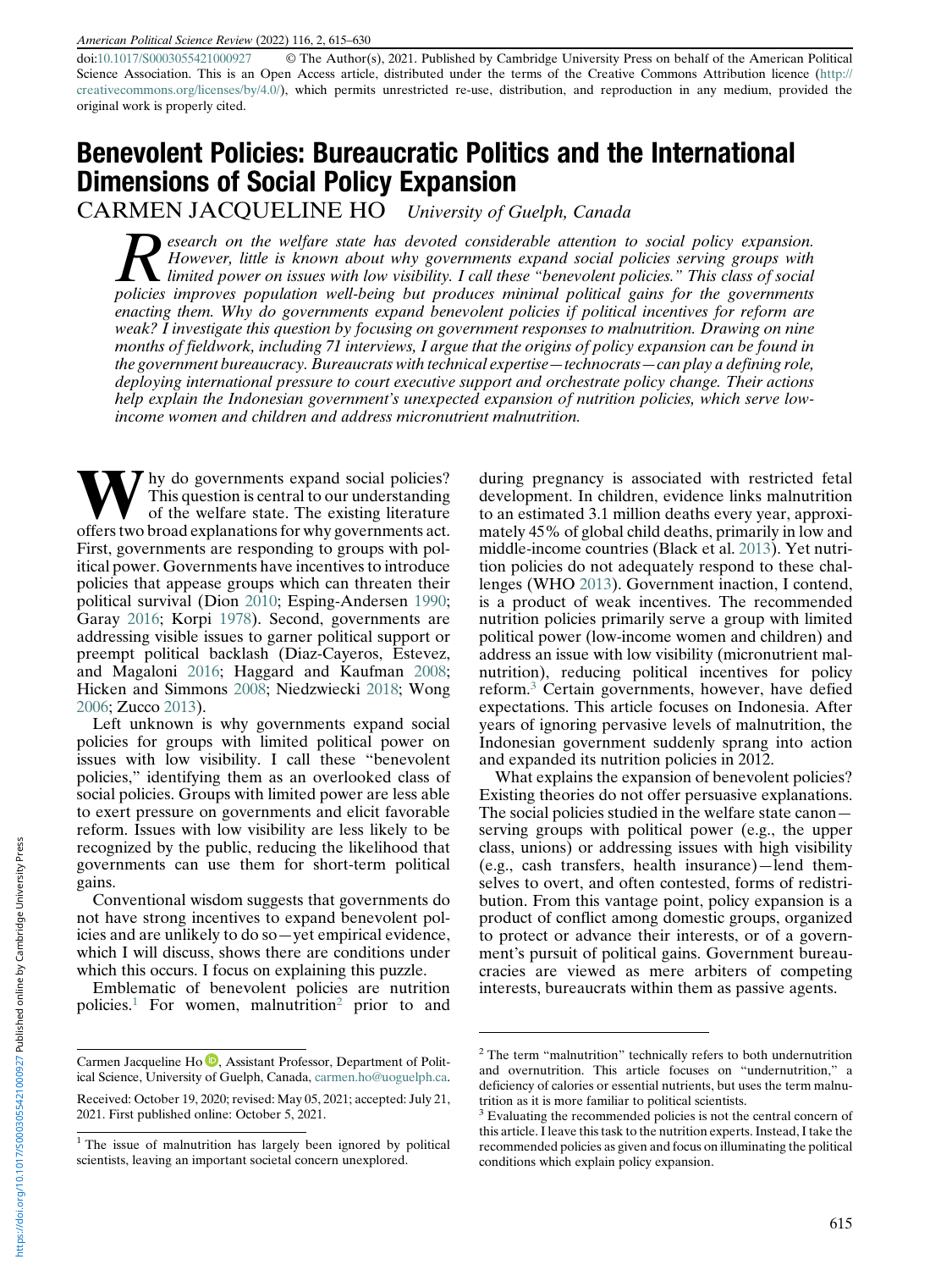doi:10.1017/S0003055421000927 © The Author(s), 2021. Published by Cambridge University Press on behalf of the American Political Science Association. This is an Open Access article, distributed under the terms of the Creative Commons Attribution licence (http://creativecommons.org/licenses/by/4.0/), which permits unrestricted re-use, distribution, and reproduction in any medium, provided the original work is properly cited.

# Benevolent Policies: Bureaucratic Politics and the International Dimensions of Social Policy Expansion

CARMEN JACQUELINE HO *University of Guelph, Canada*

*Research on the welfare state has devoted considerable attention to social policy expansion. However, little is known about why governments expand social policies serving groups with limited power on issues with low visibility. I call these "benevolent policies." This class of social policies improves population well-being but produces minimal political gains for the governments enacting them. Why do governments expand benevolent policies if political incentives for reform are weak? I investigate this question by focusing on government responses to malnutrition. Drawing on nine months of fieldwork, including 71 interviews, I argue that the origins of policy expansion can be found in the government bureaucracy. Bureaucrats with technical expertise—technocrats—can play a defining role, deploying international pressure to court executive support and orchestrate policy change. Their actions help explain the Indonesian government's unexpected expansion of nutrition policies, which serve low-income women and children and address micronutrient malnutrition.*

Why do governments expand social policies? This question is central to our understanding of the welfare state. The existing literature offers two broad explanations for why governments act. First, governments are responding to groups with political power. Governments have incentives to introduce policies that appease groups which can threaten their political survival (Dion 2010; Esping-Andersen 1990; Garay 2016; Korpi 1978). Second, governments are addressing visible issues to garner political support or preempt political backlash (Diaz-Cayeros, Estevez, and Magaloni 2016; Haggard and Kaufman 2008; Hicken and Simmons 2008; Niedzwiecki 2018; Wong 2006; Zucco 2013).

Left unknown is why governments expand social policies for groups with limited political power on issues with low visibility. I call these "benevolent policies," identifying them as an overlooked class of social policies. Groups with limited power are less able to exert pressure on governments and elicit favorable reform. Issues with low visibility are less likely to be recognized by the public, reducing the likelihood that governments can use them for short-term political gains.

Conventional wisdom suggests that governments do not have strong incentives to expand benevolent policies and are unlikely to do so—yet empirical evidence, which I will discuss, shows there are conditions under which this occurs. I focus on explaining this puzzle.

Emblematic of benevolent policies are nutrition policies.[1] For women, malnutrition[2] prior to and during pregnancy is associated with restricted fetal development. In children, evidence links malnutrition to an estimated 3.1 million deaths every year, approximately 45% of global child deaths, primarily in low and middle-income countries (Black et al. 2013). Yet nutrition policies do not adequately respond to these challenges (WHO 2013). Government inaction, I contend, is a product of weak incentives. The recommended nutrition policies primarily serve a group with limited political power (low-income women and children) and address an issue with low visibility (micronutrient malnutrition), reducing political incentives for policy reform.[3] Certain governments, however, have defied expectations. This article focuses on Indonesia. After years of ignoring pervasive levels of malnutrition, the Indonesian government suddenly sprang into action and expanded its nutrition policies in 2012.

What explains the expansion of benevolent policies? Existing theories do not offer persuasive explanations. The social policies studied in the welfare state canon—serving groups with political power (e.g., the upper class, unions) or addressing issues with high visibility (e.g., cash transfers, health insurance)—lend themselves to overt, and often contested, forms of redistribution. From this vantage point, policy expansion is a product of conflict among domestic groups, organized to protect or advance their interests, or of a government's pursuit of political gains. Government bureaucracies are viewed as mere arbiters of competing interests, bureaucrats within them as passive agents.

---

Carmen Jacqueline Ho, Assistant Professor, Department of Political Science, University of Guelph, Canada, carmen.ho@uoguelph.ca.

Received: October 19, 2020; revised: May 05, 2021; accepted: July 21, 2021. First published online: October 5, 2021.

[1] The issue of malnutrition has largely been ignored by political scientists, leaving an important societal concern unexplored.

[2] The term "malnutrition" technically refers to both undernutrition and overnutrition. This article focuses on "undernutrition," a deficiency of calories or essential nutrients, but uses the term malnutrition as it is more familiar to political scientists.

[3] Evaluating the recommended policies is not the central concern of this article. I leave this task to the nutrition experts. Instead, I take the recommended policies as given and focus on illuminating the political conditions which explain policy expansion.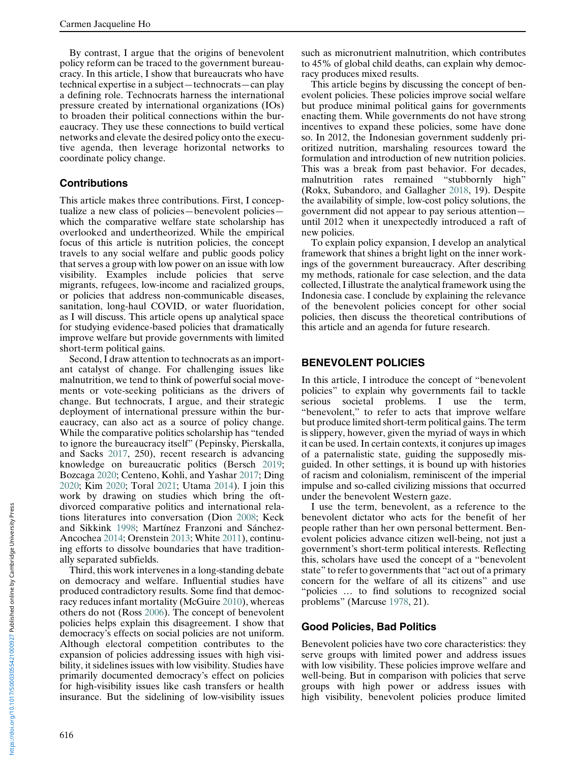By contrast, I argue that the origins of benevolent policy reform can be traced to the government bureaucracy. In this article, I show that bureaucrats who have technical expertise in a subject—technocrats—can play a defining role. Technocrats harness the international pressure created by international organizations (IOs) to broaden their political connections within the bureaucracy. They use these connections to build vertical networks and elevate the desired policy onto the executive agenda, then leverage horizontal networks to coordinate policy change.

### Contributions

This article makes three contributions. First, I conceptualize a new class of policies—benevolent policies—which the comparative welfare state scholarship has overlooked and undertheorized. While the empirical focus of this article is nutrition policies, the concept travels to any social welfare and public goods policy that serves a group with low power on an issue with low visibility. Examples include policies that serve migrants, refugees, low-income and racialized groups, or policies that address non-communicable diseases, sanitation, long-haul COVID, or water fluoridation, as I will discuss. This article opens up analytical space for studying evidence-based policies that dramatically improve welfare but provide governments with limited short-term political gains.

Second, I draw attention to technocrats as an important catalyst of change. For challenging issues like malnutrition, we tend to think of powerful social movements or vote-seeking politicians as the drivers of change. But technocrats, I argue, and their strategic deployment of international pressure within the bureaucracy, can also act as a source of policy change. While the comparative politics scholarship has "tended to ignore the bureaucracy itself" (Pepinsky, Pierskalla, and Sacks 2017, 250), recent research is advancing knowledge on bureaucratic politics (Bersch 2019; Bozcaga 2020; Centeno, Kohli, and Yashar 2017; Ding 2020; Kim 2020; Toral 2021; Utama 2014). I join this work by drawing on studies which bring the oft-divorced comparative politics and international relations literatures into conversation (Dion 2008; Keck and Sikkink 1998; Martínez Franzoni and Sánchez-Ancochea 2014; Orenstein 2013; White 2011), continuing efforts to dissolve boundaries that have traditionally separated subfields.

Third, this work intervenes in a long-standing debate on democracy and welfare. Influential studies have produced contradictory results. Some find that democracy reduces infant mortality (McGuire 2010), whereas others do not (Ross 2006). The concept of benevolent policies helps explain this disagreement. I show that democracy's effects on social policies are not uniform. Although electoral competition contributes to the expansion of policies addressing issues with high visibility, it sidelines issues with low visibility. Studies have primarily documented democracy's effect on policies for high-visibility issues like cash transfers or health insurance. But the sidelining of low-visibility issues such as micronutrient malnutrition, which contributes to 45% of global child deaths, can explain why democracy produces mixed results.

This article begins by discussing the concept of benevolent policies. These policies improve social welfare but produce minimal political gains for governments enacting them. While governments do not have strong incentives to expand these policies, some have done so. In 2012, the Indonesian government suddenly prioritized nutrition, marshaling resources toward the formulation and introduction of new nutrition policies. This was a break from past behavior. For decades, malnutrition rates remained "stubbornly high" (Rokx, Subandoro, and Gallagher 2018, 19). Despite the availability of simple, low-cost policy solutions, the government did not appear to pay serious attention—until 2012 when it unexpectedly introduced a raft of new policies.

To explain policy expansion, I develop an analytical framework that shines a bright light on the inner workings of the government bureaucracy. After describing my methods, rationale for case selection, and the data collected, I illustrate the analytical framework using the Indonesia case. I conclude by explaining the relevance of the benevolent policies concept for other social policies, then discuss the theoretical contributions of this article and an agenda for future research.

## BENEVOLENT POLICIES

In this article, I introduce the concept of "benevolent policies" to explain why governments fail to tackle serious societal problems. I use the term, "benevolent," to refer to acts that improve welfare but produce limited short-term political gains. The term is slippery, however, given the myriad of ways in which it can be used. In certain contexts, it conjures up images of a paternalistic state, guiding the supposedly misguided. In other settings, it is bound up with histories of racism and colonialism, reminiscent of the imperial impulse and so-called civilizing missions that occurred under the benevolent Western gaze.

I use the term, benevolent, as a reference to the benevolent dictator who acts for the benefit of her people rather than her own personal betterment. Benevolent policies advance citizen well-being, not just a government's short-term political interests. Reflecting this, scholars have used the concept of a "benevolent state" to refer to governments that "act out of a primary concern for the welfare of all its citizens" and use "policies … to find solutions to recognized social problems" (Marcuse 1978, 21).

### Good Policies, Bad Politics

Benevolent policies have two core characteristics: they serve groups with limited power and address issues with low visibility. These policies improve welfare and well-being. But in comparison with policies that serve groups with high power or address issues with high visibility, benevolent policies produce limited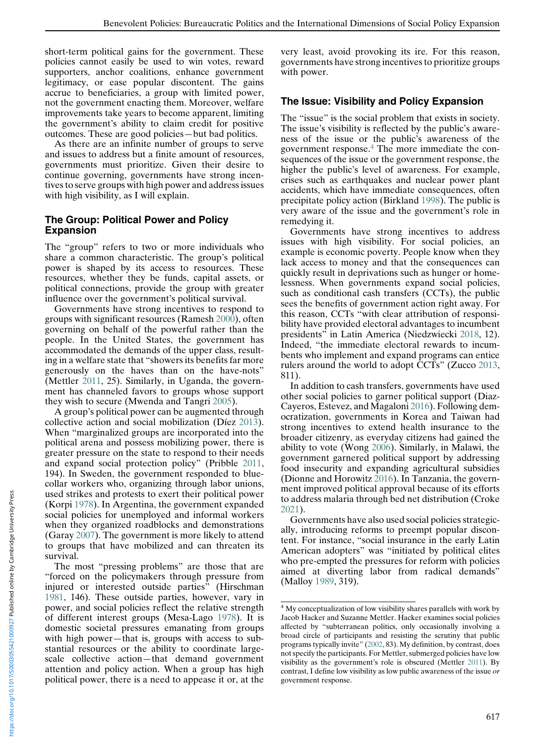short-term political gains for the government. These policies cannot easily be used to win votes, reward supporters, anchor coalitions, enhance government legitimacy, or ease popular discontent. The gains accrue to beneficiaries, a group with limited power, not the government enacting them. Moreover, welfare improvements take years to become apparent, limiting the government's ability to claim credit for positive outcomes. These are good policies—but bad politics.

As there are an infinite number of groups to serve and issues to address but a finite amount of resources, governments must prioritize. Given their desire to continue governing, governments have strong incentives to serve groups with high power and address issues with high visibility, as I will explain.

## The Group: Political Power and Policy Expansion

The "group" refers to two or more individuals who share a common characteristic. The group's political power is shaped by its access to resources. These resources, whether they be funds, capital assets, or political connections, provide the group with greater influence over the government's political survival.

Governments have strong incentives to respond to groups with significant resources (Ramesh 2000), often governing on behalf of the powerful rather than the people. In the United States, the government has accommodated the demands of the upper class, resulting in a welfare state that "showers its benefits far more generously on the haves than on the have-nots" (Mettler 2011, 25). Similarly, in Uganda, the government has channeled favors to groups whose support they wish to secure (Mwenda and Tangri 2005).

A group's political power can be augmented through collective action and social mobilization (Díez 2013). When "marginalized groups are incorporated into the political arena and possess mobilizing power, there is greater pressure on the state to respond to their needs and expand social protection policy" (Pribble 2011, 194). In Sweden, the government responded to blue-collar workers who, organizing through labor unions, used strikes and protests to exert their political power (Korpi 1978). In Argentina, the government expanded social policies for unemployed and informal workers when they organized roadblocks and demonstrations (Garay 2007). The government is more likely to attend to groups that have mobilized and can threaten its survival.

The most "pressing problems" are those that are "forced on the policymakers through pressure from injured or interested outside parties" (Hirschman 1981, 146). These outside parties, however, vary in power, and social policies reflect the relative strength of different interest groups (Mesa-Lago 1978). It is domestic societal pressures emanating from groups with high power—that is, groups with access to substantial resources or the ability to coordinate large-scale collective action—that demand government attention and policy action. When a group has high political power, there is a need to appease it or, at the very least, avoid provoking its ire. For this reason, governments have strong incentives to prioritize groups with power.

## The Issue: Visibility and Policy Expansion

The "issue" is the social problem that exists in society. The issue's visibility is reflected by the public's awareness of the issue or the public's awareness of the government response.[4] The more immediate the consequences of the issue or the government response, the higher the public's level of awareness. For example, crises such as earthquakes and nuclear power plant accidents, which have immediate consequences, often precipitate policy action (Birkland 1998). The public is very aware of the issue and the government's role in remedying it.

Governments have strong incentives to address issues with high visibility. For social policies, an example is economic poverty. People know when they lack access to money and that the consequences can quickly result in deprivations such as hunger or homelessness. When governments expand social policies, such as conditional cash transfers (CCTs), the public sees the benefits of government action right away. For this reason, CCTs "with clear attribution of responsibility have provided electoral advantages to incumbent presidents" in Latin America (Niedzwiecki 2018, 12). Indeed, "the immediate electoral rewards to incumbents who implement and expand programs can entice rulers around the world to adopt CCTs" (Zucco 2013, 811).

In addition to cash transfers, governments have used other social policies to garner political support (Diaz-Cayeros, Estevez, and Magaloni 2016). Following democratization, governments in Korea and Taiwan had strong incentives to extend health insurance to the broader citizenry, as everyday citizens had gained the ability to vote (Wong 2006). Similarly, in Malawi, the government garnered political support by addressing food insecurity and expanding agricultural subsidies (Dionne and Horowitz 2016). In Tanzania, the government improved political approval because of its efforts to address malaria through bed net distribution (Croke 2021).

Governments have also used social policies strategically, introducing reforms to preempt popular discontent. For instance, "social insurance in the early Latin American adopters" was "initiated by political elites who pre-empted the pressures for reform with policies aimed at diverting labor from radical demands" (Malloy 1989, 319).

[4] My conceptualization of low visibility shares parallels with work by Jacob Hacker and Suzanne Mettler. Hacker examines social policies affected by "subterranean politics, only occasionally involving a broad circle of participants and resisting the scrutiny that public programs typically invite" (2002, 83). My definition, by contrast, does not specify the participants. For Mettler, submerged policies have low visibility as the government's role is obscured (Mettler 2011). By contrast, I define low visibility as low public awareness of the issue *or* government response.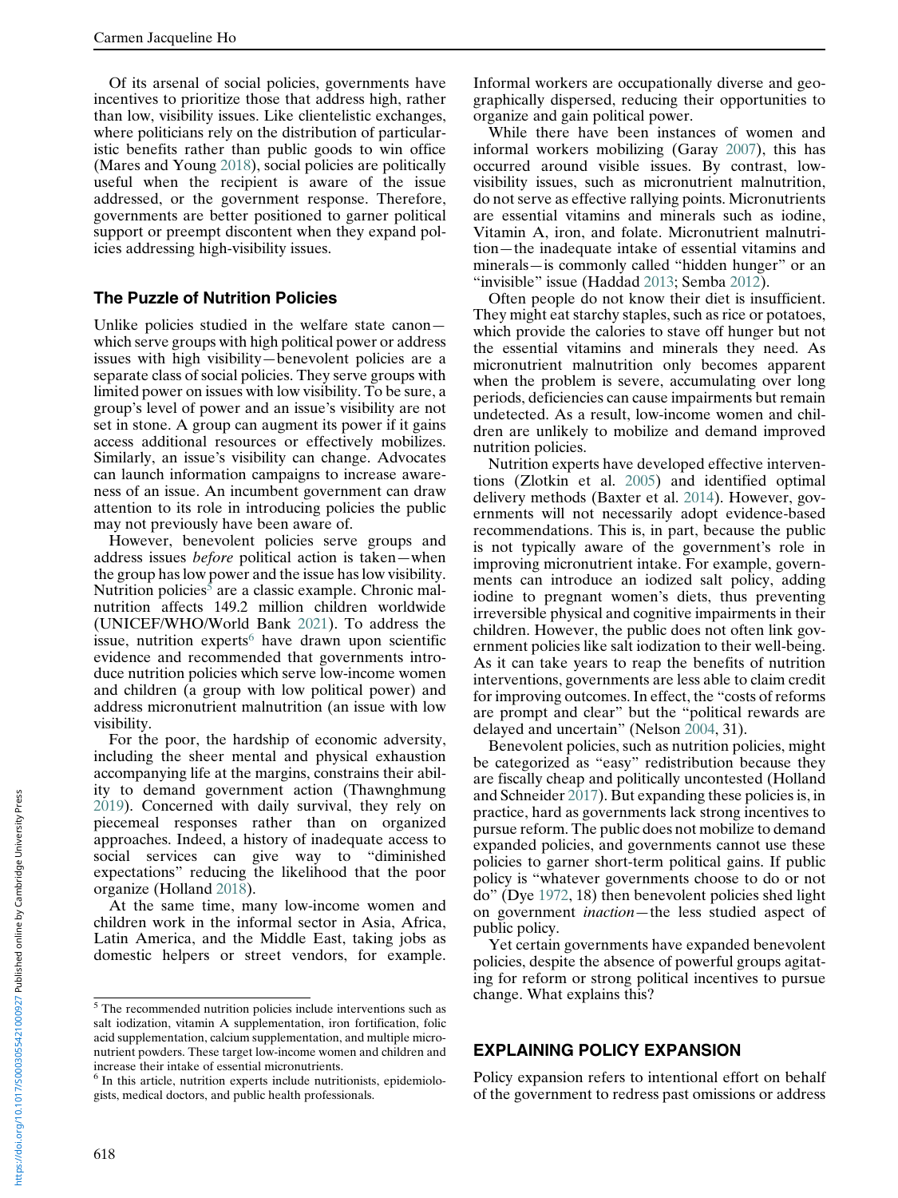Of its arsenal of social policies, governments have incentives to prioritize those that address high, rather than low, visibility issues. Like clientelistic exchanges, where politicians rely on the distribution of particularistic benefits rather than public goods to win office (Mares and Young 2018), social policies are politically useful when the recipient is aware of the issue addressed, or the government response. Therefore, governments are better positioned to garner political support or preempt discontent when they expand policies addressing high-visibility issues.

## The Puzzle of Nutrition Policies

Unlike policies studied in the welfare state canon—which serve groups with high political power or address issues with high visibility—benevolent policies are a separate class of social policies. They serve groups with limited power on issues with low visibility. To be sure, a group's level of power and an issue's visibility are not set in stone. A group can augment its power if it gains access additional resources or effectively mobilizes. Similarly, an issue's visibility can change. Advocates can launch information campaigns to increase awareness of an issue. An incumbent government can draw attention to its role in introducing policies the public may not previously have been aware of.

However, benevolent policies serve groups and address issues *before* political action is taken—when the group has low power and the issue has low visibility. Nutrition policies[5] are a classic example. Chronic malnutrition affects 149.2 million children worldwide (UNICEF/WHO/World Bank 2021). To address the issue, nutrition experts[6] have drawn upon scientific evidence and recommended that governments introduce nutrition policies which serve low-income women and children (a group with low political power) and address micronutrient malnutrition (an issue with low visibility.

For the poor, the hardship of economic adversity, including the sheer mental and physical exhaustion accompanying life at the margins, constrains their ability to demand government action (Thawnghmung 2019). Concerned with daily survival, they rely on piecemeal responses rather than on organized approaches. Indeed, a history of inadequate access to social services can give way to "diminished expectations" reducing the likelihood that the poor organize (Holland 2018).

At the same time, many low-income women and children work in the informal sector in Asia, Africa, Latin America, and the Middle East, taking jobs as domestic helpers or street vendors, for example. Informal workers are occupationally diverse and geographically dispersed, reducing their opportunities to organize and gain political power.

While there have been instances of women and informal workers mobilizing (Garay 2007), this has occurred around visible issues. By contrast, low-visibility issues, such as micronutrient malnutrition, do not serve as effective rallying points. Micronutrients are essential vitamins and minerals such as iodine, Vitamin A, iron, and folate. Micronutrient malnutrition—the inadequate intake of essential vitamins and minerals—is commonly called "hidden hunger" or an "invisible" issue (Haddad 2013; Semba 2012).

Often people do not know their diet is insufficient. They might eat starchy staples, such as rice or potatoes, which provide the calories to stave off hunger but not the essential vitamins and minerals they need. As micronutrient malnutrition only becomes apparent when the problem is severe, accumulating over long periods, deficiencies can cause impairments but remain undetected. As a result, low-income women and children are unlikely to mobilize and demand improved nutrition policies.

Nutrition experts have developed effective interventions (Zlotkin et al. 2005) and identified optimal delivery methods (Baxter et al. 2014). However, governments will not necessarily adopt evidence-based recommendations. This is, in part, because the public is not typically aware of the government's role in improving micronutrient intake. For example, governments can introduce an iodized salt policy, adding iodine to pregnant women's diets, thus preventing irreversible physical and cognitive impairments in their children. However, the public does not often link government policies like salt iodization to their well-being. As it can take years to reap the benefits of nutrition interventions, governments are less able to claim credit for improving outcomes. In effect, the "costs of reforms are prompt and clear" but the "political rewards are delayed and uncertain" (Nelson 2004, 31).

Benevolent policies, such as nutrition policies, might be categorized as "easy" redistribution because they are fiscally cheap and politically uncontested (Holland and Schneider 2017). But expanding these policies is, in practice, hard as governments lack strong incentives to pursue reform. The public does not mobilize to demand expanded policies, and governments cannot use these policies to garner short-term political gains. If public policy is "whatever governments choose to do or not do" (Dye 1972, 18) then benevolent policies shed light on government *inaction*—the less studied aspect of public policy.

Yet certain governments have expanded benevolent policies, despite the absence of powerful groups agitating for reform or strong political incentives to pursue change. What explains this?

## EXPLAINING POLICY EXPANSION

Policy expansion refers to intentional effort on behalf of the government to redress past omissions or address

[5] The recommended nutrition policies include interventions such as salt iodization, vitamin A supplementation, iron fortification, folic acid supplementation, calcium supplementation, and multiple micronutrient powders. These target low-income women and children and increase their intake of essential micronutrients.

[6] In this article, nutrition experts include nutritionists, epidemiologists, medical doctors, and public health professionals.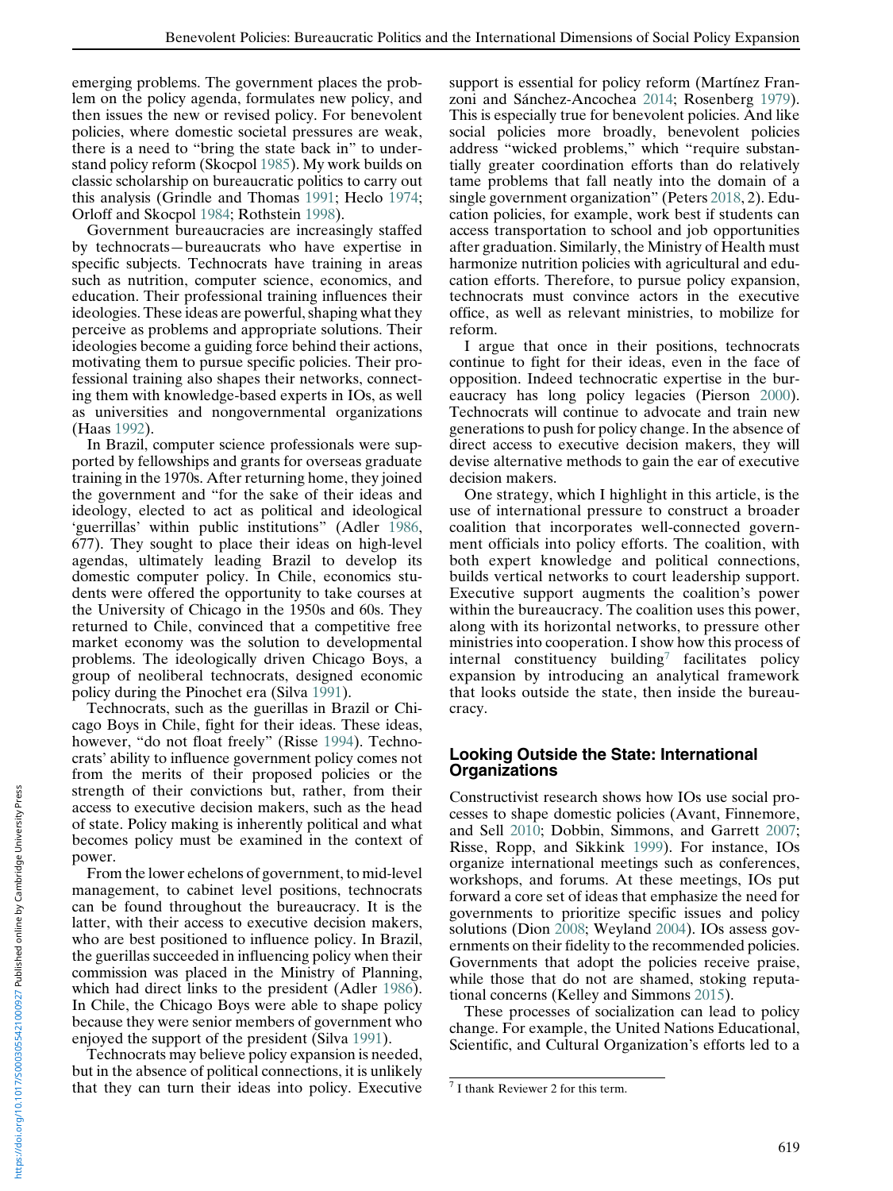emerging problems. The government places the problem on the policy agenda, formulates new policy, and then issues the new or revised policy. For benevolent policies, where domestic societal pressures are weak, there is a need to "bring the state back in" to understand policy reform (Skocpol 1985). My work builds on classic scholarship on bureaucratic politics to carry out this analysis (Grindle and Thomas 1991; Heclo 1974; Orloff and Skocpol 1984; Rothstein 1998).

Government bureaucracies are increasingly staffed by technocrats—bureaucrats who have expertise in specific subjects. Technocrats have training in areas such as nutrition, computer science, economics, and education. Their professional training influences their ideologies. These ideas are powerful, shaping what they perceive as problems and appropriate solutions. Their ideologies become a guiding force behind their actions, motivating them to pursue specific policies. Their professional training also shapes their networks, connecting them with knowledge-based experts in IOs, as well as universities and nongovernmental organizations (Haas 1992).

In Brazil, computer science professionals were supported by fellowships and grants for overseas graduate training in the 1970s. After returning home, they joined the government and "for the sake of their ideas and ideology, elected to act as political and ideological 'guerrillas' within public institutions" (Adler 1986, 677). They sought to place their ideas on high-level agendas, ultimately leading Brazil to develop its domestic computer policy. In Chile, economics students were offered the opportunity to take courses at the University of Chicago in the 1950s and 60s. They returned to Chile, convinced that a competitive free market economy was the solution to developmental problems. The ideologically driven Chicago Boys, a group of neoliberal technocrats, designed economic policy during the Pinochet era (Silva 1991).

Technocrats, such as the guerillas in Brazil or Chicago Boys in Chile, fight for their ideas. These ideas, however, "do not float freely" (Risse 1994). Technocrats' ability to influence government policy comes not from the merits of their proposed policies or the strength of their convictions but, rather, from their access to executive decision makers, such as the head of state. Policy making is inherently political and what becomes policy must be examined in the context of power.

From the lower echelons of government, to mid-level management, to cabinet level positions, technocrats can be found throughout the bureaucracy. It is the latter, with their access to executive decision makers, who are best positioned to influence policy. In Brazil, the guerillas succeeded in influencing policy when their commission was placed in the Ministry of Planning, which had direct links to the president (Adler 1986). In Chile, the Chicago Boys were able to shape policy because they were senior members of government who enjoyed the support of the president (Silva 1991).

Technocrats may believe policy expansion is needed, but in the absence of political connections, it is unlikely that they can turn their ideas into policy. Executive support is essential for policy reform (Martínez Franzoni and Sánchez-Ancochea 2014; Rosenberg 1979). This is especially true for benevolent policies. And like social policies more broadly, benevolent policies address "wicked problems," which "require substantially greater coordination efforts than do relatively tame problems that fall neatly into the domain of a single government organization" (Peters 2018, 2). Education policies, for example, work best if students can access transportation to school and job opportunities after graduation. Similarly, the Ministry of Health must harmonize nutrition policies with agricultural and education efforts. Therefore, to pursue policy expansion, technocrats must convince actors in the executive office, as well as relevant ministries, to mobilize for reform.

I argue that once in their positions, technocrats continue to fight for their ideas, even in the face of opposition. Indeed technocratic expertise in the bureaucracy has long policy legacies (Pierson 2000). Technocrats will continue to advocate and train new generations to push for policy change. In the absence of direct access to executive decision makers, they will devise alternative methods to gain the ear of executive decision makers.

One strategy, which I highlight in this article, is the use of international pressure to construct a broader coalition that incorporates well-connected government officials into policy efforts. The coalition, with both expert knowledge and political connections, builds vertical networks to court leadership support. Executive support augments the coalition's power within the bureaucracy. The coalition uses this power, along with its horizontal networks, to pressure other ministries into cooperation. I show how this process of internal constituency building[7] facilitates policy expansion by introducing an analytical framework that looks outside the state, then inside the bureaucracy.

## Looking Outside the State: International Organizations

Constructivist research shows how IOs use social processes to shape domestic policies (Avant, Finnemore, and Sell 2010; Dobbin, Simmons, and Garrett 2007; Risse, Ropp, and Sikkink 1999). For instance, IOs organize international meetings such as conferences, workshops, and forums. At these meetings, IOs put forward a core set of ideas that emphasize the need for governments to prioritize specific issues and policy solutions (Dion 2008; Weyland 2004). IOs assess governments on their fidelity to the recommended policies. Governments that adopt the policies receive praise, while those that do not are shamed, stoking reputational concerns (Kelley and Simmons 2015).

These processes of socialization can lead to policy change. For example, the United Nations Educational, Scientific, and Cultural Organization's efforts led to a

[7] I thank Reviewer 2 for this term.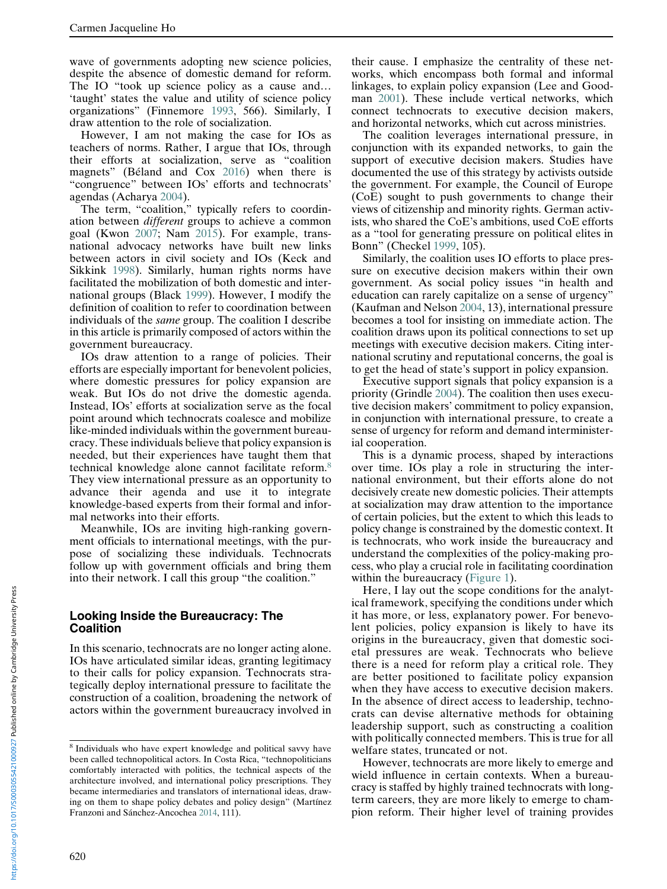wave of governments adopting new science policies, despite the absence of domestic demand for reform. The IO "took up science policy as a cause and… 'taught' states the value and utility of science policy organizations" (Finnemore 1993, 566). Similarly, I draw attention to the role of socialization.

However, I am not making the case for IOs as teachers of norms. Rather, I argue that IOs, through their efforts at socialization, serve as "coalition magnets" (Béland and Cox 2016) when there is "congruence" between IOs' efforts and technocrats' agendas (Acharya 2004).

The term, "coalition," typically refers to coordination between *different* groups to achieve a common goal (Kwon 2007; Nam 2015). For example, transnational advocacy networks have built new links between actors in civil society and IOs (Keck and Sikkink 1998). Similarly, human rights norms have facilitated the mobilization of both domestic and international groups (Black 1999). However, I modify the definition of coalition to refer to coordination between individuals of the *same* group. The coalition I describe in this article is primarily composed of actors within the government bureaucracy.

IOs draw attention to a range of policies. Their efforts are especially important for benevolent policies, where domestic pressures for policy expansion are weak. But IOs do not drive the domestic agenda. Instead, IOs' efforts at socialization serve as the focal point around which technocrats coalesce and mobilize like-minded individuals within the government bureaucracy. These individuals believe that policy expansion is needed, but their experiences have taught them that technical knowledge alone cannot facilitate reform.[8] They view international pressure as an opportunity to advance their agenda and use it to integrate knowledge-based experts from their formal and informal networks into their efforts.

Meanwhile, IOs are inviting high-ranking government officials to international meetings, with the purpose of socializing these individuals. Technocrats follow up with government officials and bring them into their network. I call this group "the coalition."

## Looking Inside the Bureaucracy: The Coalition

In this scenario, technocrats are no longer acting alone. IOs have articulated similar ideas, granting legitimacy to their calls for policy expansion. Technocrats strategically deploy international pressure to facilitate the construction of a coalition, broadening the network of actors within the government bureaucracy involved in their cause. I emphasize the centrality of these networks, which encompass both formal and informal linkages, to explain policy expansion (Lee and Goodman 2001). These include vertical networks, which connect technocrats to executive decision makers, and horizontal networks, which cut across ministries.

The coalition leverages international pressure, in conjunction with its expanded networks, to gain the support of executive decision makers. Studies have documented the use of this strategy by activists outside the government. For example, the Council of Europe (CoE) sought to push governments to change their views of citizenship and minority rights. German activists, who shared the CoE's ambitions, used CoE efforts as a "tool for generating pressure on political elites in Bonn" (Checkel 1999, 105).

Similarly, the coalition uses IO efforts to place pressure on executive decision makers within their own government. As social policy issues "in health and education can rarely capitalize on a sense of urgency" (Kaufman and Nelson 2004, 13), international pressure becomes a tool for insisting on immediate action. The coalition draws upon its political connections to set up meetings with executive decision makers. Citing international scrutiny and reputational concerns, the goal is to get the head of state's support in policy expansion.

Executive support signals that policy expansion is a priority (Grindle 2004). The coalition then uses executive decision makers' commitment to policy expansion, in conjunction with international pressure, to create a sense of urgency for reform and demand interministerial cooperation.

This is a dynamic process, shaped by interactions over time. IOs play a role in structuring the international environment, but their efforts alone do not decisively create new domestic policies. Their attempts at socialization may draw attention to the importance of certain policies, but the extent to which this leads to policy change is constrained by the domestic context. It is technocrats, who work inside the bureaucracy and understand the complexities of the policy-making process, who play a crucial role in facilitating coordination within the bureaucracy (Figure 1).

Here, I lay out the scope conditions for the analytical framework, specifying the conditions under which it has more, or less, explanatory power. For benevolent policies, policy expansion is likely to have its origins in the bureaucracy, given that domestic societal pressures are weak. Technocrats who believe there is a need for reform play a critical role. They are better positioned to facilitate policy expansion when they have access to executive decision makers. In the absence of direct access to leadership, technocrats can devise alternative methods for obtaining leadership support, such as constructing a coalition with politically connected members. This is true for all welfare states, truncated or not.

However, technocrats are more likely to emerge and wield influence in certain contexts. When a bureaucracy is staffed by highly trained technocrats with long-term careers, they are more likely to emerge to champion reform. Their higher level of training provides

---

[8] Individuals who have expert knowledge and political savvy have been called technopolitical actors. In Costa Rica, "technopoliticians comfortably interacted with politics, the technical aspects of the architecture involved, and international policy prescriptions. They became intermediaries and translators of international ideas, drawing on them to shape policy debates and policy design" (Martínez Franzoni and Sánchez-Ancochea 2014, 111).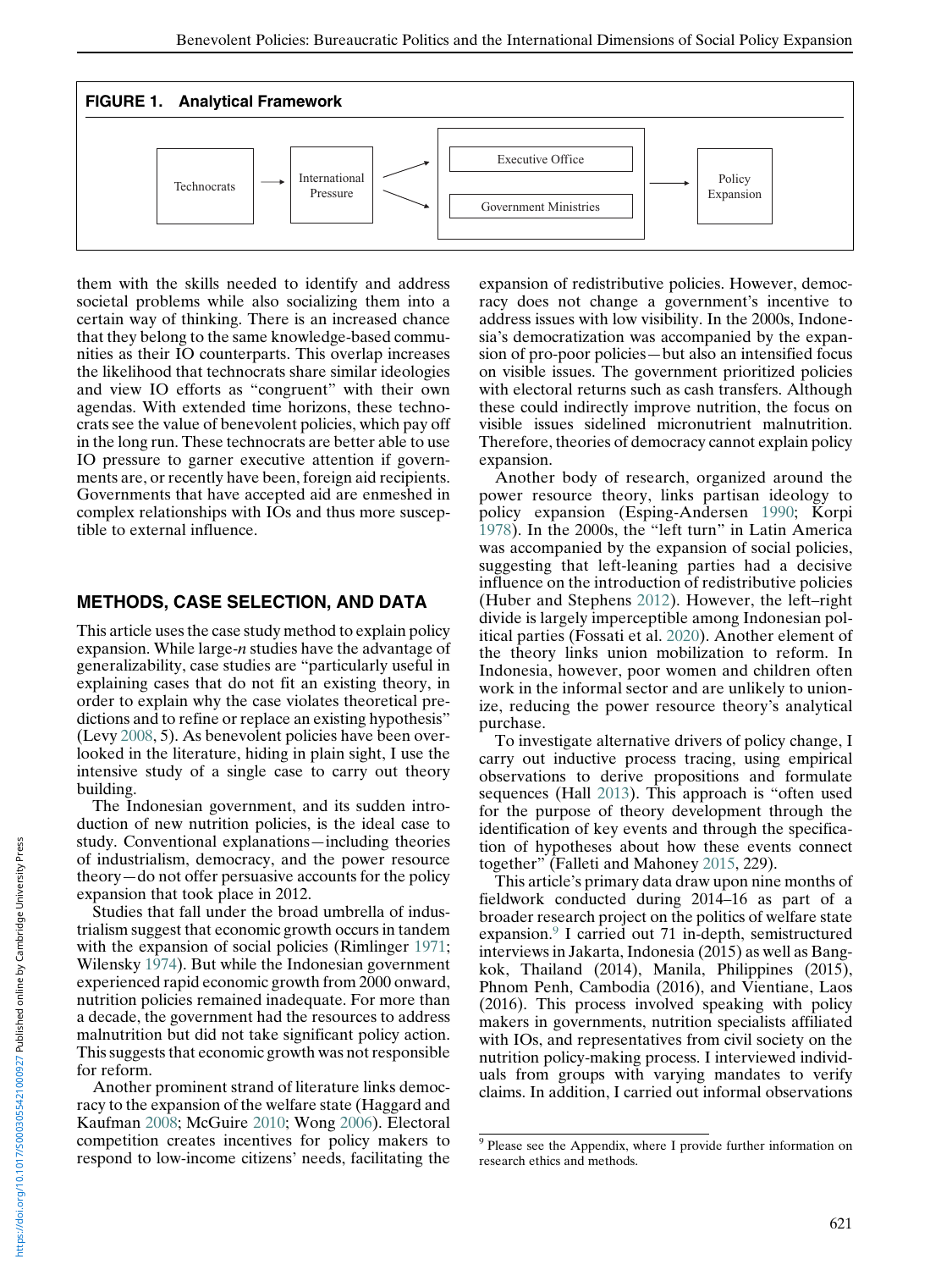**FIGURE 1. Analytical Framework**

Technocrats → International Pressure → [Executive Office / Government Ministries] → Policy Expansion

them with the skills needed to identify and address societal problems while also socializing them into a certain way of thinking. There is an increased chance that they belong to the same knowledge-based communities as their IO counterparts. This overlap increases the likelihood that technocrats share similar ideologies and view IO efforts as "congruent" with their own agendas. With extended time horizons, these technocrats see the value of benevolent policies, which pay off in the long run. These technocrats are better able to use IO pressure to garner executive attention if governments are, or recently have been, foreign aid recipients. Governments that have accepted aid are enmeshed in complex relationships with IOs and thus more susceptible to external influence.

## METHODS, CASE SELECTION, AND DATA

This article uses the case study method to explain policy expansion. While large-*n* studies have the advantage of generalizability, case studies are "particularly useful in explaining cases that do not fit an existing theory, in order to explain why the case violates theoretical predictions and to refine or replace an existing hypothesis" (Levy 2008, 5). As benevolent policies have been overlooked in the literature, hiding in plain sight, I use the intensive study of a single case to carry out theory building.

The Indonesian government, and its sudden introduction of new nutrition policies, is the ideal case to study. Conventional explanations—including theories of industrialism, democracy, and the power resource theory—do not offer persuasive accounts for the policy expansion that took place in 2012.

Studies that fall under the broad umbrella of industrialism suggest that economic growth occurs in tandem with the expansion of social policies (Rimlinger 1971; Wilensky 1974). But while the Indonesian government experienced rapid economic growth from 2000 onward, nutrition policies remained inadequate. For more than a decade, the government had the resources to address malnutrition but did not take significant policy action. This suggests that economic growth was not responsible for reform.

Another prominent strand of literature links democracy to the expansion of the welfare state (Haggard and Kaufman 2008; McGuire 2010; Wong 2006). Electoral competition creates incentives for policy makers to respond to low-income citizens' needs, facilitating the expansion of redistributive policies. However, democracy does not change a government's incentive to address issues with low visibility. In the 2000s, Indonesia's democratization was accompanied by the expansion of pro-poor policies—but also an intensified focus on visible issues. The government prioritized policies with electoral returns such as cash transfers. Although these could indirectly improve nutrition, the focus on visible issues sidelined micronutrient malnutrition. Therefore, theories of democracy cannot explain policy expansion.

Another body of research, organized around the power resource theory, links partisan ideology to policy expansion (Esping-Andersen 1990; Korpi 1978). In the 2000s, the "left turn" in Latin America was accompanied by the expansion of social policies, suggesting that left-leaning parties had a decisive influence on the introduction of redistributive policies (Huber and Stephens 2012). However, the left–right divide is largely imperceptible among Indonesian political parties (Fossati et al. 2020). Another element of the theory links union mobilization to reform. In Indonesia, however, poor women and children often work in the informal sector and are unlikely to unionize, reducing the power resource theory's analytical purchase.

To investigate alternative drivers of policy change, I carry out inductive process tracing, using empirical observations to derive propositions and formulate sequences (Hall 2013). This approach is "often used for the purpose of theory development through the identification of key events and through the specification of hypotheses about how these events connect together" (Falleti and Mahoney 2015, 229).

This article's primary data draw upon nine months of fieldwork conducted during 2014–16 as part of a broader research project on the politics of welfare state expansion.[9] I carried out 71 in-depth, semistructured interviews in Jakarta, Indonesia (2015) as well as Bangkok, Thailand (2014), Manila, Philippines (2015), Phnom Penh, Cambodia (2016), and Vientiane, Laos (2016). This process involved speaking with policy makers in governments, nutrition specialists affiliated with IOs, and representatives from civil society on the nutrition policy-making process. I interviewed individuals from groups with varying mandates to verify claims. In addition, I carried out informal observations

[9] Please see the Appendix, where I provide further information on research ethics and methods.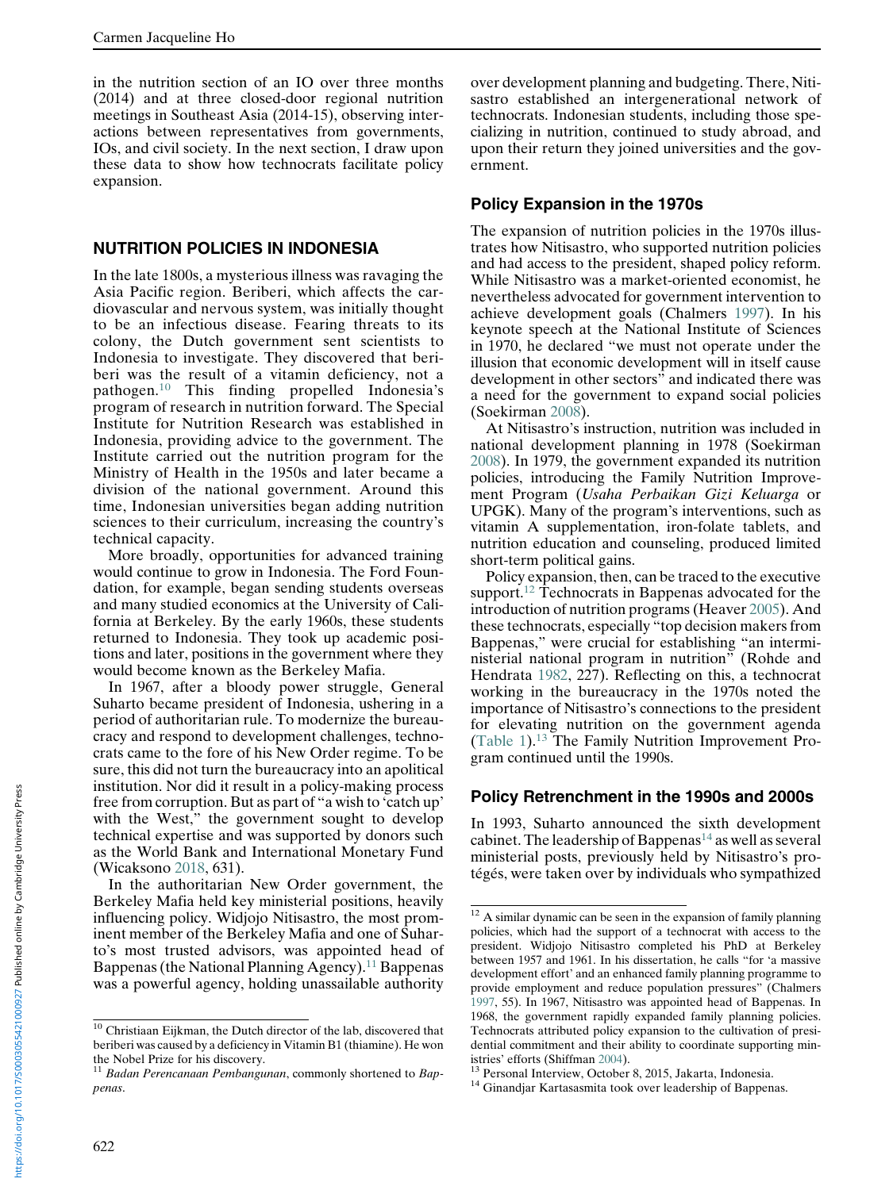in the nutrition section of an IO over three months (2014) and at three closed-door regional nutrition meetings in Southeast Asia (2014-15), observing interactions between representatives from governments, IOs, and civil society. In the next section, I draw upon these data to show how technocrats facilitate policy expansion.

## NUTRITION POLICIES IN INDONESIA

In the late 1800s, a mysterious illness was ravaging the Asia Pacific region. Beriberi, which affects the cardiovascular and nervous system, was initially thought to be an infectious disease. Fearing threats to its colony, the Dutch government sent scientists to Indonesia to investigate. They discovered that beriberi was the result of a vitamin deficiency, not a pathogen.[10] This finding propelled Indonesia's program of research in nutrition forward. The Special Institute for Nutrition Research was established in Indonesia, providing advice to the government. The Institute carried out the nutrition program for the Ministry of Health in the 1950s and later became a division of the national government. Around this time, Indonesian universities began adding nutrition sciences to their curriculum, increasing the country's technical capacity.

More broadly, opportunities for advanced training would continue to grow in Indonesia. The Ford Foundation, for example, began sending students overseas and many studied economics at the University of California at Berkeley. By the early 1960s, these students returned to Indonesia. They took up academic positions and later, positions in the government where they would become known as the Berkeley Mafia.

In 1967, after a bloody power struggle, General Suharto became president of Indonesia, ushering in a period of authoritarian rule. To modernize the bureaucracy and respond to development challenges, technocrats came to the fore of his New Order regime. To be sure, this did not turn the bureaucracy into an apolitical institution. Nor did it result in a policy-making process free from corruption. But as part of "a wish to 'catch up' with the West," the government sought to develop technical expertise and was supported by donors such as the World Bank and International Monetary Fund (Wicaksono 2018, 631).

In the authoritarian New Order government, the Berkeley Mafia held key ministerial positions, heavily influencing policy. Widjojo Nitisastro, the most prominent member of the Berkeley Mafia and one of Suharto's most trusted advisors, was appointed head of Bappenas (the National Planning Agency).[11] Bappenas was a powerful agency, holding unassailable authority over development planning and budgeting. There, Nitisastro established an intergenerational network of technocrats. Indonesian students, including those specializing in nutrition, continued to study abroad, and upon their return they joined universities and the government.

### Policy Expansion in the 1970s

The expansion of nutrition policies in the 1970s illustrates how Nitisastro, who supported nutrition policies and had access to the president, shaped policy reform. While Nitisastro was a market-oriented economist, he nevertheless advocated for government intervention to achieve development goals (Chalmers 1997). In his keynote speech at the National Institute of Sciences in 1970, he declared "we must not operate under the illusion that economic development will in itself cause development in other sectors" and indicated there was a need for the government to expand social policies (Soekirman 2008).

At Nitisastro's instruction, nutrition was included in national development planning in 1978 (Soekirman 2008). In 1979, the government expanded its nutrition policies, introducing the Family Nutrition Improvement Program (*Usaha Perbaikan Gizi Keluarga* or UPGK). Many of the program's interventions, such as vitamin A supplementation, iron-folate tablets, and nutrition education and counseling, produced limited short-term political gains.

Policy expansion, then, can be traced to the executive support.[12] Technocrats in Bappenas advocated for the introduction of nutrition programs (Heaver 2005). And these technocrats, especially "top decision makers from Bappenas," were crucial for establishing "an interministerial national program in nutrition" (Rohde and Hendrata 1982, 227). Reflecting on this, a technocrat working in the bureaucracy in the 1970s noted the importance of Nitisastro's connections to the president for elevating nutrition on the government agenda (Table 1).[13] The Family Nutrition Improvement Program continued until the 1990s.

### Policy Retrenchment in the 1990s and 2000s

In 1993, Suharto announced the sixth development cabinet. The leadership of Bappenas[14] as well as several ministerial posts, previously held by Nitisastro's protégés, were taken over by individuals who sympathized

---

[10] Christiaan Eijkman, the Dutch director of the lab, discovered that beriberi was caused by a deficiency in Vitamin B1 (thiamine). He won the Nobel Prize for his discovery.

[11] *Badan Perencanaan Pembangunan*, commonly shortened to *Bappenas*.

[12] A similar dynamic can be seen in the expansion of family planning policies, which had the support of a technocrat with access to the president. Widjojo Nitisastro completed his PhD at Berkeley between 1957 and 1961. In his dissertation, he calls "for 'a massive development effort' and an enhanced family planning programme to provide employment and reduce population pressures" (Chalmers 1997, 55). In 1967, Nitisastro was appointed head of Bappenas. In 1968, the government rapidly expanded family planning policies. Technocrats attributed policy expansion to the cultivation of presidential commitment and their ability to coordinate supporting ministries' efforts (Shiffman 2004).

[13] Personal Interview, October 8, 2015, Jakarta, Indonesia.

[14] Ginandjar Kartasasmita took over leadership of Bappenas.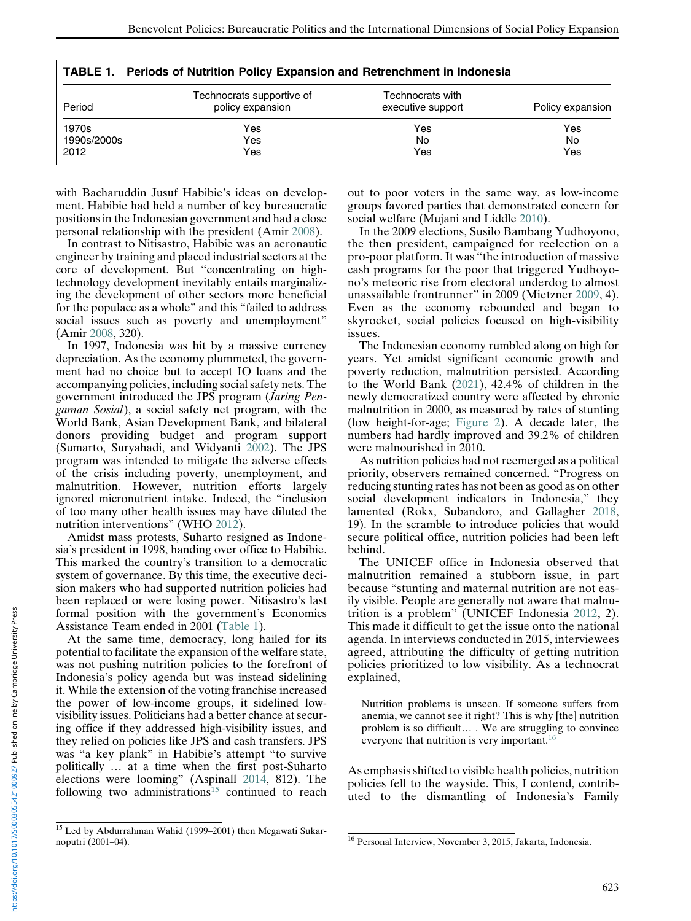**TABLE 1. Periods of Nutrition Policy Expansion and Retrenchment in Indonesia**

| Period | Technocrats supportive of policy expansion | Technocrats with executive support | Policy expansion |
|---|---|---|---|
| 1970s | Yes | Yes | Yes |
| 1990s/2000s | Yes | No | No |
| 2012 | Yes | Yes | Yes |

with Bacharuddin Jusuf Habibie's ideas on development. Habibie had held a number of key bureaucratic positions in the Indonesian government and had a close personal relationship with the president (Amir 2008).

In contrast to Nitisastro, Habibie was an aeronautic engineer by training and placed industrial sectors at the core of development. But "concentrating on high-technology development inevitably entails marginalizing the development of other sectors more beneficial for the populace as a whole" and this "failed to address social issues such as poverty and unemployment" (Amir 2008, 320).

In 1997, Indonesia was hit by a massive currency depreciation. As the economy plummeted, the government had no choice but to accept IO loans and the accompanying policies, including social safety nets. The government introduced the JPS program (*Jaring Pengaman Sosial*), a social safety net program, with the World Bank, Asian Development Bank, and bilateral donors providing budget and program support (Sumarto, Suryahadi, and Widyanti 2002). The JPS program was intended to mitigate the adverse effects of the crisis including poverty, unemployment, and malnutrition. However, nutrition efforts largely ignored micronutrient intake. Indeed, the "inclusion of too many other health issues may have diluted the nutrition interventions" (WHO 2012).

Amidst mass protests, Suharto resigned as Indonesia's president in 1998, handing over office to Habibie. This marked the country's transition to a democratic system of governance. By this time, the executive decision makers who had supported nutrition policies had been replaced or were losing power. Nitisastro's last formal position with the government's Economics Assistance Team ended in 2001 (Table 1).

At the same time, democracy, long hailed for its potential to facilitate the expansion of the welfare state, was not pushing nutrition policies to the forefront of Indonesia's policy agenda but was instead sidelining it. While the extension of the voting franchise increased the power of low-income groups, it sidelined low-visibility issues. Politicians had a better chance at securing office if they addressed high-visibility issues, and they relied on policies like JPS and cash transfers. JPS was "a key plank" in Habibie's attempt "to survive politically … at a time when the first post-Suharto elections were looming" (Aspinall 2014, 812). The following two administrations[15] continued to reach out to poor voters in the same way, as low-income groups favored parties that demonstrated concern for social welfare (Mujani and Liddle 2010).

In the 2009 elections, Susilo Bambang Yudhoyono, the then president, campaigned for reelection on a pro-poor platform. It was "the introduction of massive cash programs for the poor that triggered Yudhoyono's meteoric rise from electoral underdog to almost unassailable frontrunner" in 2009 (Mietzner 2009, 4). Even as the economy rebounded and began to skyrocket, social policies focused on high-visibility issues.

The Indonesian economy rumbled along on high for years. Yet amidst significant economic growth and poverty reduction, malnutrition persisted. According to the World Bank (2021), 42.4% of children in the newly democratized country were affected by chronic malnutrition in 2000, as measured by rates of stunting (low height-for-age; Figure 2). A decade later, the numbers had hardly improved and 39.2% of children were malnourished in 2010.

As nutrition policies had not reemerged as a political priority, observers remained concerned. "Progress on reducing stunting rates has not been as good as on other social development indicators in Indonesia," they lamented (Rokx, Subandoro, and Gallagher 2018, 19). In the scramble to introduce policies that would secure political office, nutrition policies had been left behind.

The UNICEF office in Indonesia observed that malnutrition remained a stubborn issue, in part because "stunting and maternal nutrition are not easily visible. People are generally not aware that malnutrition is a problem" (UNICEF Indonesia 2012, 2). This made it difficult to get the issue onto the national agenda. In interviews conducted in 2015, interviewees agreed, attributing the difficulty of getting nutrition policies prioritized to low visibility. As a technocrat explained,

> Nutrition problems is unseen. If someone suffers from anemia, we cannot see it right? This is why [the] nutrition problem is so difficult… . We are struggling to convince everyone that nutrition is very important.[16]

As emphasis shifted to visible health policies, nutrition policies fell to the wayside. This, I contend, contributed to the dismantling of Indonesia's Family

[15] Led by Abdurrahman Wahid (1999–2001) then Megawati Sukarnoputri (2001–04).

[16] Personal Interview, November 3, 2015, Jakarta, Indonesia.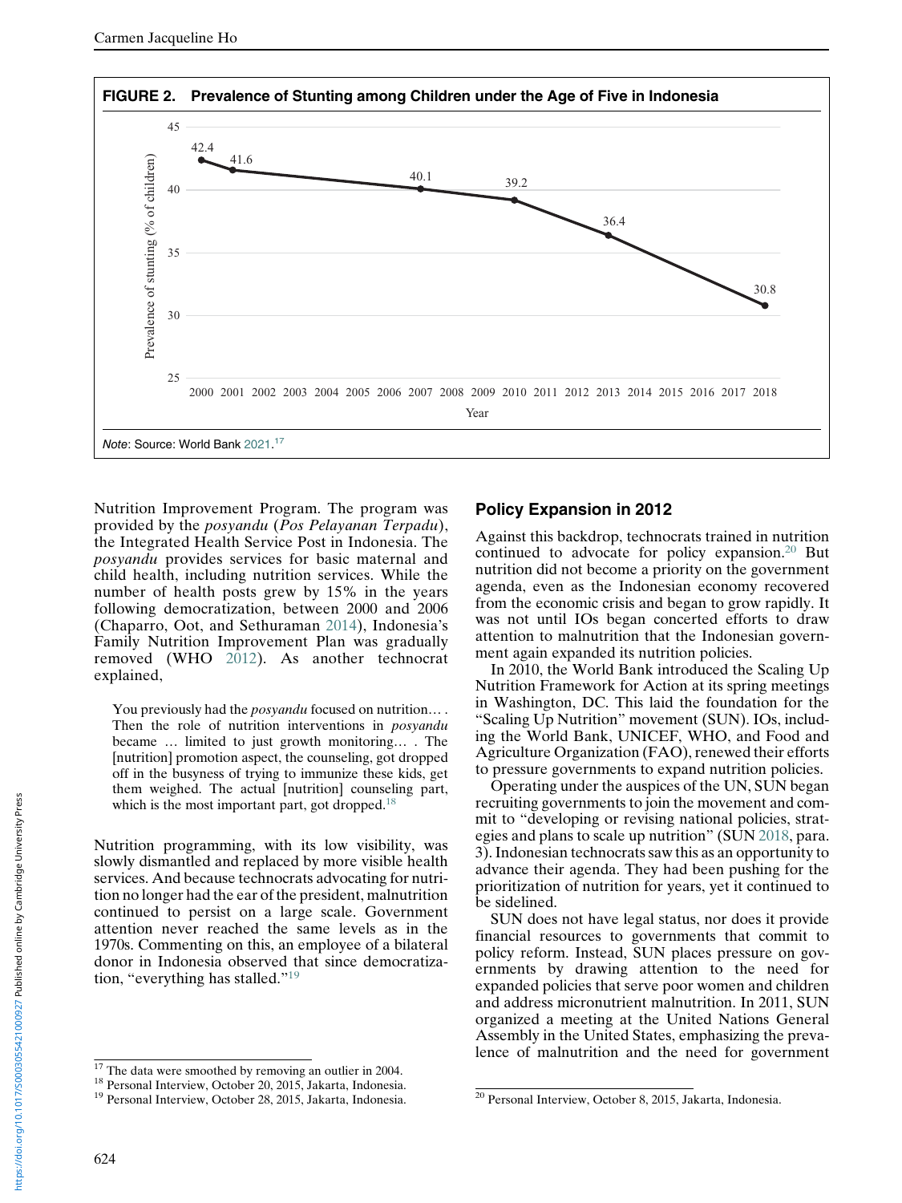**FIGURE 2. Prevalence of Stunting among Children under the Age of Five in Indonesia**

*Note*: Source: World Bank 2021.[17]

Nutrition Improvement Program. The program was provided by the *posyandu* (*Pos Pelayanan Terpadu*), the Integrated Health Service Post in Indonesia. The *posyandu* provides services for basic maternal and child health, including nutrition services. While the number of health posts grew by 15% in the years following democratization, between 2000 and 2006 (Chaparro, Oot, and Sethuraman 2014), Indonesia's Family Nutrition Improvement Plan was gradually removed (WHO 2012). As another technocrat explained,

> You previously had the *posyandu* focused on nutrition… . Then the role of nutrition interventions in *posyandu* became … limited to just growth monitoring… . The [nutrition] promotion aspect, the counseling, got dropped off in the busyness of trying to immunize these kids, get them weighed. The actual [nutrition] counseling part, which is the most important part, got dropped.[18]

Nutrition programming, with its low visibility, was slowly dismantled and replaced by more visible health services. And because technocrats advocating for nutrition no longer had the ear of the president, malnutrition continued to persist on a large scale. Government attention never reached the same levels as in the 1970s. Commenting on this, an employee of a bilateral donor in Indonesia observed that since democratization, "everything has stalled."[19]

## Policy Expansion in 2012

Against this backdrop, technocrats trained in nutrition continued to advocate for policy expansion.[20] But nutrition did not become a priority on the government agenda, even as the Indonesian economy recovered from the economic crisis and began to grow rapidly. It was not until IOs began concerted efforts to draw attention to malnutrition that the Indonesian government again expanded its nutrition policies.

In 2010, the World Bank introduced the Scaling Up Nutrition Framework for Action at its spring meetings in Washington, DC. This laid the foundation for the "Scaling Up Nutrition" movement (SUN). IOs, including the World Bank, UNICEF, WHO, and Food and Agriculture Organization (FAO), renewed their efforts to pressure governments to expand nutrition policies.

Operating under the auspices of the UN, SUN began recruiting governments to join the movement and commit to "developing or revising national policies, strategies and plans to scale up nutrition" (SUN 2018, para. 3). Indonesian technocrats saw this as an opportunity to advance their agenda. They had been pushing for the prioritization of nutrition for years, yet it continued to be sidelined.

SUN does not have legal status, nor does it provide financial resources to governments that commit to policy reform. Instead, SUN places pressure on governments by drawing attention to the need for expanded policies that serve poor women and children and address micronutrient malnutrition. In 2011, SUN organized a meeting at the United Nations General Assembly in the United States, emphasizing the prevalence of malnutrition and the need for government

---

[17] The data were smoothed by removing an outlier in 2004.

[18] Personal Interview, October 20, 2015, Jakarta, Indonesia.

[19] Personal Interview, October 28, 2015, Jakarta, Indonesia.

[20] Personal Interview, October 8, 2015, Jakarta, Indonesia.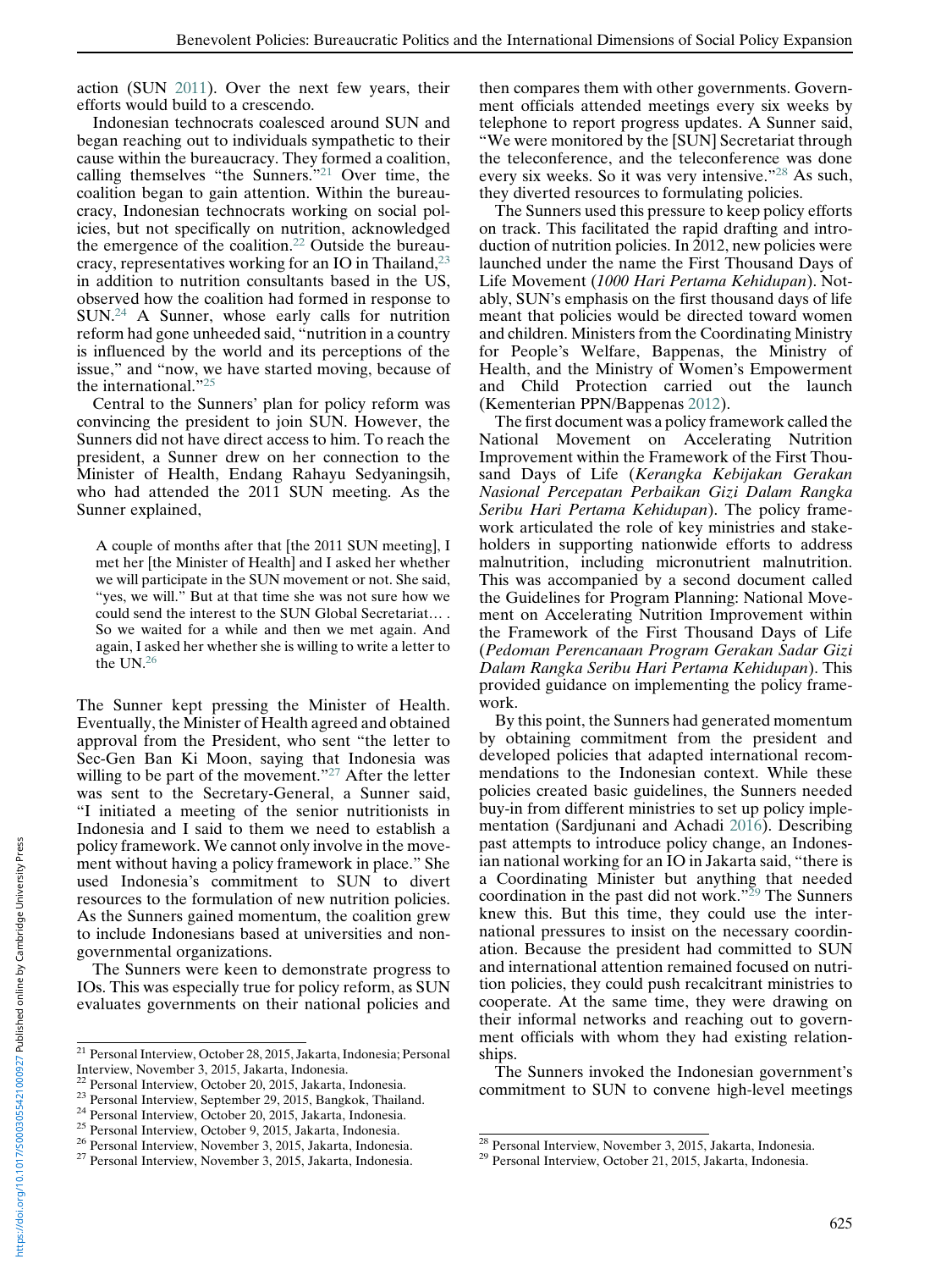action (SUN 2011). Over the next few years, their efforts would build to a crescendo.

Indonesian technocrats coalesced around SUN and began reaching out to individuals sympathetic to their cause within the bureaucracy. They formed a coalition, calling themselves "the Sunners."[21] Over time, the coalition began to gain attention. Within the bureaucracy, Indonesian technocrats working on social policies, but not specifically on nutrition, acknowledged the emergence of the coalition.[22] Outside the bureaucracy, representatives working for an IO in Thailand,[23] in addition to nutrition consultants based in the US, observed how the coalition had formed in response to SUN.[24] A Sunner, whose early calls for nutrition reform had gone unheeded said, "nutrition in a country is influenced by the world and its perceptions of the issue," and "now, we have started moving, because of the international."[25]

Central to the Sunners' plan for policy reform was convincing the president to join SUN. However, the Sunners did not have direct access to him. To reach the president, a Sunner drew on her connection to the Minister of Health, Endang Rahayu Sedyaningsih, who had attended the 2011 SUN meeting. As the Sunner explained,

> A couple of months after that [the 2011 SUN meeting], I met her [the Minister of Health] and I asked her whether we will participate in the SUN movement or not. She said, "yes, we will." But at that time she was not sure how we could send the interest to the SUN Global Secretariat… . So we waited for a while and then we met again. And again, I asked her whether she is willing to write a letter to the UN.[26]

The Sunner kept pressing the Minister of Health. Eventually, the Minister of Health agreed and obtained approval from the President, who sent "the letter to Sec-Gen Ban Ki Moon, saying that Indonesia was willing to be part of the movement."[27] After the letter was sent to the Secretary-General, a Sunner said, "I initiated a meeting of the senior nutritionists in Indonesia and I said to them we need to establish a policy framework. We cannot only involve in the movement without having a policy framework in place." She used Indonesia's commitment to SUN to divert resources to the formulation of new nutrition policies. As the Sunners gained momentum, the coalition grew to include Indonesians based at universities and nongovernmental organizations.

The Sunners were keen to demonstrate progress to IOs. This was especially true for policy reform, as SUN evaluates governments on their national policies and then compares them with other governments. Government officials attended meetings every six weeks by telephone to report progress updates. A Sunner said, "We were monitored by the [SUN] Secretariat through the teleconference, and the teleconference was done every six weeks. So it was very intensive."[28] As such, they diverted resources to formulating policies.

The Sunners used this pressure to keep policy efforts on track. This facilitated the rapid drafting and introduction of nutrition policies. In 2012, new policies were launched under the name the First Thousand Days of Life Movement (*1000 Hari Pertama Kehidupan*). Notably, SUN's emphasis on the first thousand days of life meant that policies would be directed toward women and children. Ministers from the Coordinating Ministry for People's Welfare, Bappenas, the Ministry of Health, and the Ministry of Women's Empowerment and Child Protection carried out the launch (Kementerian PPN/Bappenas 2012).

The first document was a policy framework called the National Movement on Accelerating Nutrition Improvement within the Framework of the First Thousand Days of Life (*Kerangka Kebijakan Gerakan Nasional Percepatan Perbaikan Gizi Dalam Rangka Seribu Hari Pertama Kehidupan*). The policy framework articulated the role of key ministries and stakeholders in supporting nationwide efforts to address malnutrition, including micronutrient malnutrition. This was accompanied by a second document called the Guidelines for Program Planning: National Movement on Accelerating Nutrition Improvement within the Framework of the First Thousand Days of Life (*Pedoman Perencanaan Program Gerakan Sadar Gizi Dalam Rangka Seribu Hari Pertama Kehidupan*). This provided guidance on implementing the policy framework.

By this point, the Sunners had generated momentum by obtaining commitment from the president and developed policies that adapted international recommendations to the Indonesian context. While these policies created basic guidelines, the Sunners needed buy-in from different ministries to set up policy implementation (Sardjunani and Achadi 2016). Describing past attempts to introduce policy change, an Indonesian national working for an IO in Jakarta said, "there is a Coordinating Minister but anything that needed coordination in the past did not work."[29] The Sunners knew this. But this time, they could use the international pressures to insist on the necessary coordination. Because the president had committed to SUN and international attention remained focused on nutrition policies, they could push recalcitrant ministries to cooperate. At the same time, they were drawing on their informal networks and reaching out to government officials with whom they had existing relationships.

The Sunners invoked the Indonesian government's commitment to SUN to convene high-level meetings

[21] Personal Interview, October 28, 2015, Jakarta, Indonesia; Personal Interview, November 3, 2015, Jakarta, Indonesia.

[22] Personal Interview, October 20, 2015, Jakarta, Indonesia.

[23] Personal Interview, September 29, 2015, Bangkok, Thailand.

[24] Personal Interview, October 20, 2015, Jakarta, Indonesia.

[25] Personal Interview, October 9, 2015, Jakarta, Indonesia.

[26] Personal Interview, November 3, 2015, Jakarta, Indonesia.

[27] Personal Interview, November 3, 2015, Jakarta, Indonesia.

[28] Personal Interview, November 3, 2015, Jakarta, Indonesia.

[29] Personal Interview, October 21, 2015, Jakarta, Indonesia.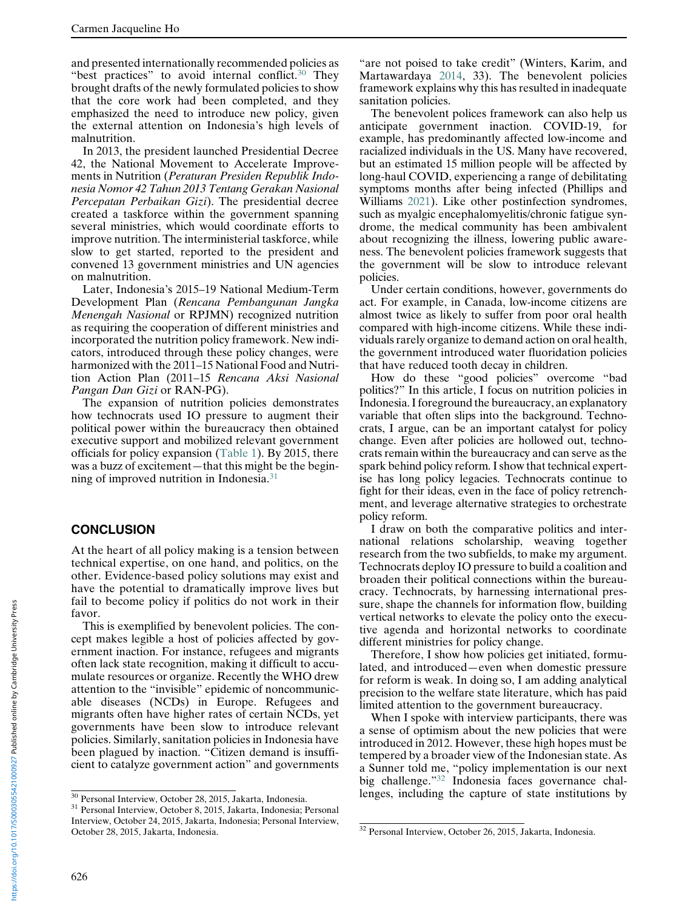and presented internationally recommended policies as "best practices" to avoid internal conflict.[30] They brought drafts of the newly formulated policies to show that the core work had been completed, and they emphasized the need to introduce new policy, given the external attention on Indonesia's high levels of malnutrition.

In 2013, the president launched Presidential Decree 42, the National Movement to Accelerate Improvements in Nutrition (*Peraturan Presiden Republik Indonesia Nomor 42 Tahun 2013 Tentang Gerakan Nasional Percepatan Perbaikan Gizi*). The presidential decree created a taskforce within the government spanning several ministries, which would coordinate efforts to improve nutrition. The interministerial taskforce, while slow to get started, reported to the president and convened 13 government ministries and UN agencies on malnutrition.

Later, Indonesia's 2015–19 National Medium-Term Development Plan (*Rencana Pembangunan Jangka Menengah Nasional* or RPJMN) recognized nutrition as requiring the cooperation of different ministries and incorporated the nutrition policy framework. New indicators, introduced through these policy changes, were harmonized with the 2011–15 National Food and Nutrition Action Plan (2011–15 *Rencana Aksi Nasional Pangan Dan Gizi* or RAN-PG).

The expansion of nutrition policies demonstrates how technocrats used IO pressure to augment their political power within the bureaucracy then obtained executive support and mobilized relevant government officials for policy expansion (Table 1). By 2015, there was a buzz of excitement—that this might be the beginning of improved nutrition in Indonesia.[31]

## CONCLUSION

At the heart of all policy making is a tension between technical expertise, on one hand, and politics, on the other. Evidence-based policy solutions may exist and have the potential to dramatically improve lives but fail to become policy if politics do not work in their favor.

This is exemplified by benevolent policies. The concept makes legible a host of policies affected by government inaction. For instance, refugees and migrants often lack state recognition, making it difficult to accumulate resources or organize. Recently the WHO drew attention to the "invisible" epidemic of noncommunicable diseases (NCDs) in Europe. Refugees and migrants often have higher rates of certain NCDs, yet governments have been slow to introduce relevant policies. Similarly, sanitation policies in Indonesia have been plagued by inaction. "Citizen demand is insufficient to catalyze government action" and governments "are not poised to take credit" (Winters, Karim, and Martawardaya 2014, 33). The benevolent policies framework explains why this has resulted in inadequate sanitation policies.

The benevolent polices framework can also help us anticipate government inaction. COVID-19, for example, has predominantly affected low-income and racialized individuals in the US. Many have recovered, but an estimated 15 million people will be affected by long-haul COVID, experiencing a range of debilitating symptoms months after being infected (Phillips and Williams 2021). Like other postinfection syndromes, such as myalgic encephalomyelitis/chronic fatigue syndrome, the medical community has been ambivalent about recognizing the illness, lowering public awareness. The benevolent policies framework suggests that the government will be slow to introduce relevant policies.

Under certain conditions, however, governments do act. For example, in Canada, low-income citizens are almost twice as likely to suffer from poor oral health compared with high-income citizens. While these individuals rarely organize to demand action on oral health, the government introduced water fluoridation policies that have reduced tooth decay in children.

How do these "good policies" overcome "bad politics?" In this article, I focus on nutrition policies in Indonesia. I foreground the bureaucracy, an explanatory variable that often slips into the background. Technocrats, I argue, can be an important catalyst for policy change. Even after policies are hollowed out, technocrats remain within the bureaucracy and can serve as the spark behind policy reform. I show that technical expertise has long policy legacies. Technocrats continue to fight for their ideas, even in the face of policy retrenchment, and leverage alternative strategies to orchestrate policy reform.

I draw on both the comparative politics and international relations scholarship, weaving together research from the two subfields, to make my argument. Technocrats deploy IO pressure to build a coalition and broaden their political connections within the bureaucracy. Technocrats, by harnessing international pressure, shape the channels for information flow, building vertical networks to elevate the policy onto the executive agenda and horizontal networks to coordinate different ministries for policy change.

Therefore, I show how policies get initiated, formulated, and introduced—even when domestic pressure for reform is weak. In doing so, I am adding analytical precision to the welfare state literature, which has paid limited attention to the government bureaucracy.

When I spoke with interview participants, there was a sense of optimism about the new policies that were introduced in 2012. However, these high hopes must be tempered by a broader view of the Indonesian state. As a Sunner told me, "policy implementation is our next big challenge."[32] Indonesia faces governance challenges, including the capture of state institutions by

[30] Personal Interview, October 28, 2015, Jakarta, Indonesia.

[31] Personal Interview, October 8, 2015, Jakarta, Indonesia; Personal Interview, October 24, 2015, Jakarta, Indonesia; Personal Interview, October 28, 2015, Jakarta, Indonesia.

[32] Personal Interview, October 26, 2015, Jakarta, Indonesia.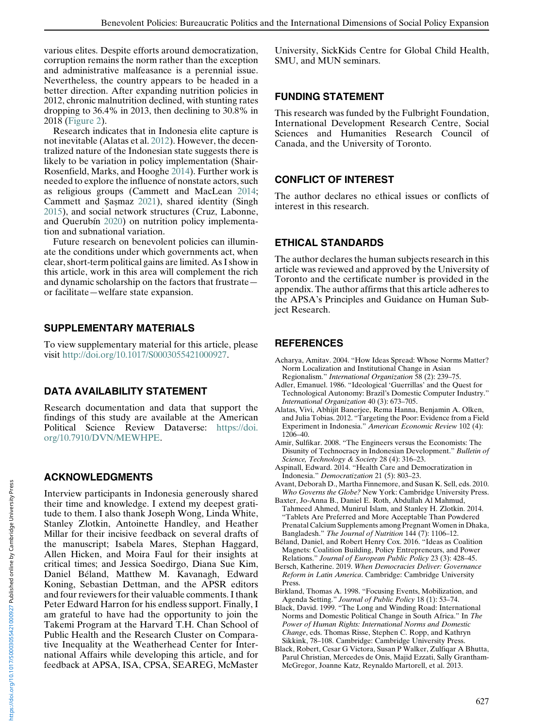various elites. Despite efforts around democratization, corruption remains the norm rather than the exception and administrative malfeasance is a perennial issue. Nevertheless, the country appears to be headed in a better direction. After expanding nutrition policies in 2012, chronic malnutrition declined, with stunting rates dropping to 36.4% in 2013, then declining to 30.8% in 2018 (Figure 2).

Research indicates that in Indonesia elite capture is not inevitable (Alatas et al. 2012). However, the decentralized nature of the Indonesian state suggests there is likely to be variation in policy implementation (Shair-Rosenfield, Marks, and Hooghe 2014). Further work is needed to explore the influence of nonstate actors, such as religious groups (Cammett and MacLean 2014; Cammett and Şaşmaz 2021), shared identity (Singh 2015), and social network structures (Cruz, Labonne, and Querubín 2020) on nutrition policy implementation and subnational variation.

Future research on benevolent policies can illuminate the conditions under which governments act, when clear, short-term political gains are limited. As I show in this article, work in this area will complement the rich and dynamic scholarship on the factors that frustrate—or facilitate—welfare state expansion.

## SUPPLEMENTARY MATERIALS

To view supplementary material for this article, please visit http://doi.org/10.1017/S0003055421000927.

## DATA AVAILABILITY STATEMENT

Research documentation and data that support the findings of this study are available at the American Political Science Review Dataverse: https://doi.org/10.7910/DVN/MEWHPE.

## ACKNOWLEDGMENTS

Interview participants in Indonesia generously shared their time and knowledge. I extend my deepest gratitude to them. I also thank Joseph Wong, Linda White, Stanley Zlotkin, Antoinette Handley, and Heather Millar for their incisive feedback on several drafts of the manuscript; Isabela Mares, Stephan Haggard, Allen Hicken, and Moira Faul for their insights at critical times; and Jessica Soedirgo, Diana Sue Kim, Daniel Béland, Matthew M. Kavanagh, Edward Koning, Sebastian Dettman, and the APSR editors and four reviewers for their valuable comments. I thank Peter Edward Harron for his endless support. Finally, I am grateful to have had the opportunity to join the Takemi Program at the Harvard T.H. Chan School of Public Health and the Research Cluster on Comparative Inequality at the Weatherhead Center for International Affairs while developing this article, and for feedback at APSA, ISA, CPSA, SEAREG, McMaster University, SickKids Centre for Global Child Health, SMU, and MUN seminars.

## FUNDING STATEMENT

This research was funded by the Fulbright Foundation, International Development Research Centre, Social Sciences and Humanities Research Council of Canada, and the University of Toronto.

## CONFLICT OF INTEREST

The author declares no ethical issues or conflicts of interest in this research.

## ETHICAL STANDARDS

The author declares the human subjects research in this article was reviewed and approved by the University of Toronto and the certificate number is provided in the appendix. The author affirms that this article adheres to the APSA's Principles and Guidance on Human Subject Research.

## REFERENCES

Acharya, Amitav. 2004. "How Ideas Spread: Whose Norms Matter? Norm Localization and Institutional Change in Asian Regionalism." *International Organization* 58 (2): 239–75.

Adler, Emanuel. 1986. "Ideological 'Guerrillas' and the Quest for Technological Autonomy: Brazil's Domestic Computer Industry." *International Organization* 40 (3): 673–705.

Alatas, Vivi, Abhijit Banerjee, Rema Hanna, Benjamin A. Olken, and Julia Tobias. 2012. "Targeting the Poor: Evidence from a Field Experiment in Indonesia." *American Economic Review* 102 (4): 1206–40.

Amir, Sulfikar. 2008. "The Engineers versus the Economists: The Disunity of Technocracy in Indonesian Development." *Bulletin of Science, Technology & Society* 28 (4): 316–23.

Aspinall, Edward. 2014. "Health Care and Democratization in Indonesia." *Democratization* 21 (5): 803–23.

Avant, Deborah D., Martha Finnemore, and Susan K. Sell, eds. 2010. *Who Governs the Globe?* New York: Cambridge University Press.

Baxter, Jo-Anna B., Daniel E. Roth, Abdullah Al Mahmud, Tahmeed Ahmed, Munirul Islam, and Stanley H. Zlotkin. 2014. "Tablets Are Preferred and More Acceptable Than Powdered Prenatal Calcium Supplements among Pregnant Women in Dhaka, Bangladesh." *The Journal of Nutrition* 144 (7): 1106–12.

Béland, Daniel, and Robert Henry Cox. 2016. "Ideas as Coalition Magnets: Coalition Building, Policy Entrepreneurs, and Power Relations." *Journal of European Public Policy* 23 (3): 428–45.

Bersch, Katherine. 2019. *When Democracies Deliver: Governance Reform in Latin America*. Cambridge: Cambridge University Press.

Birkland, Thomas A. 1998. "Focusing Events, Mobilization, and Agenda Setting." *Journal of Public Policy* 18 (1): 53–74.

Black, David. 1999. "The Long and Winding Road: International Norms and Domestic Political Change in South Africa." In *The Power of Human Rights: International Norms and Domestic Change*, eds. Thomas Risse, Stephen C. Ropp, and Kathryn Sikkink, 78–108. Cambridge: Cambridge University Press.

Black, Robert, Cesar G Victora, Susan P Walker, Zulfiqar A Bhutta, Parul Christian, Mercedes de Onis, Majid Ezzati, Sally Grantham-McGregor, Joanne Katz, Reynaldo Martorell, et al. 2013.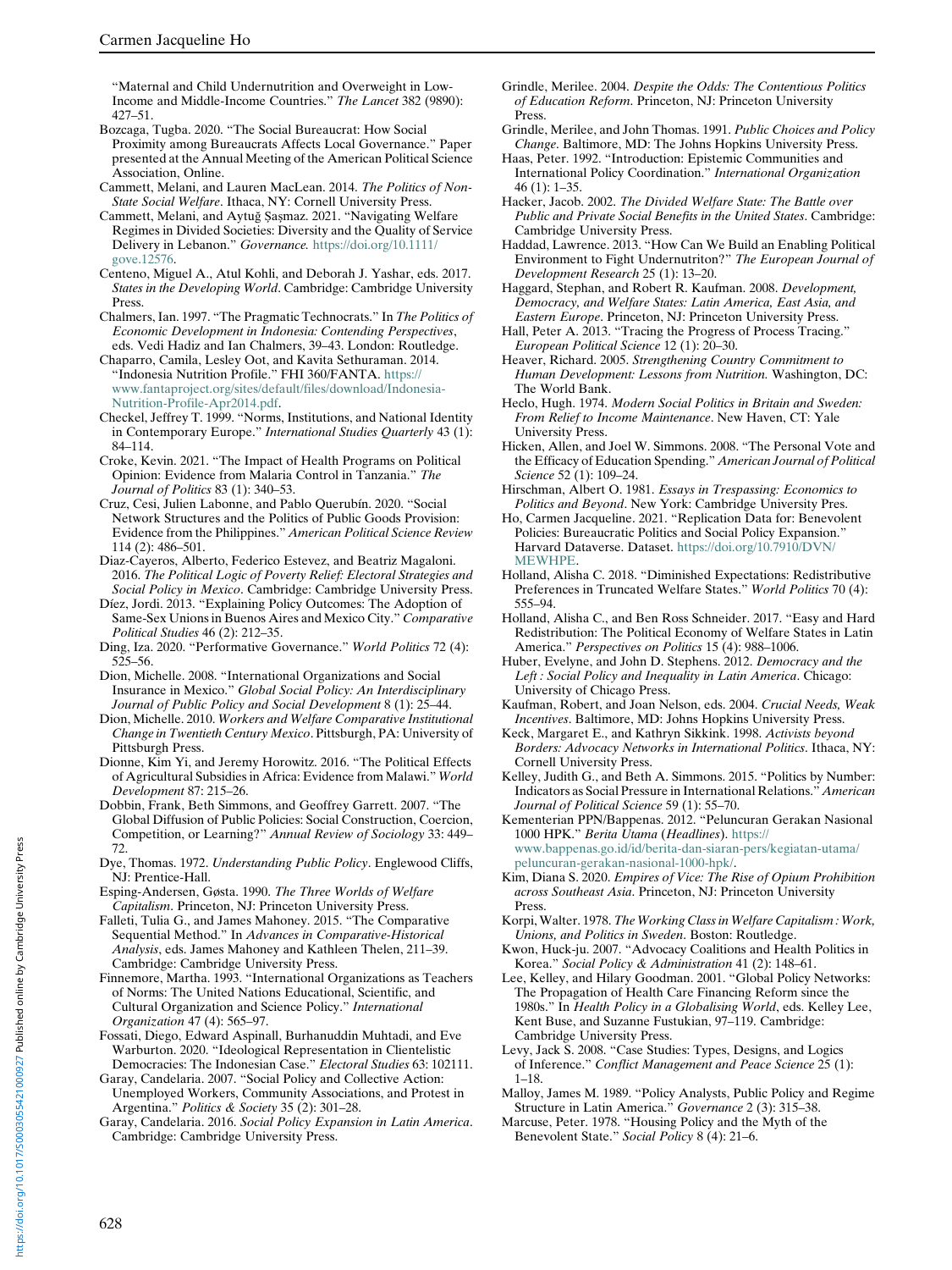"Maternal and Child Undernutrition and Overweight in Low-Income and Middle-Income Countries." *The Lancet* 382 (9890): 427–51.

Bozcaga, Tugba. 2020. "The Social Bureaucrat: How Social Proximity among Bureaucrats Affects Local Governance." Paper presented at the Annual Meeting of the American Political Science Association, Online.

Cammett, Melani, and Lauren MacLean. 2014. *The Politics of Non-State Social Welfare*. Ithaca, NY: Cornell University Press.

Cammett, Melani, and Aytuğ Şaşmaz. 2021. "Navigating Welfare Regimes in Divided Societies: Diversity and the Quality of Service Delivery in Lebanon." *Governance*. https://doi.org/10.1111/gove.12576.

Centeno, Miguel A., Atul Kohli, and Deborah J. Yashar, eds. 2017. *States in the Developing World*. Cambridge: Cambridge University Press.

Chalmers, Ian. 1997. "The Pragmatic Technocrats." In *The Politics of Economic Development in Indonesia: Contending Perspectives*, eds. Vedi Hadiz and Ian Chalmers, 39–43. London: Routledge.

Chaparro, Camila, Lesley Oot, and Kavita Sethuraman. 2014. "Indonesia Nutrition Profile." FHI 360/FANTA. https://www.fantaproject.org/sites/default/files/download/Indonesia-Nutrition-Profile-Apr2014.pdf.

Checkel, Jeffrey T. 1999. "Norms, Institutions, and National Identity in Contemporary Europe." *International Studies Quarterly* 43 (1): 84–114.

Croke, Kevin. 2021. "The Impact of Health Programs on Political Opinion: Evidence from Malaria Control in Tanzania." *The Journal of Politics* 83 (1): 340–53.

Cruz, Cesi, Julien Labonne, and Pablo Querubín. 2020. "Social Network Structures and the Politics of Public Goods Provision: Evidence from the Philippines." *American Political Science Review* 114 (2): 486–501.

Diaz-Cayeros, Alberto, Federico Estevez, and Beatriz Magaloni. 2016. *The Political Logic of Poverty Relief: Electoral Strategies and Social Policy in Mexico*. Cambridge: Cambridge University Press.

Díez, Jordi. 2013. "Explaining Policy Outcomes: The Adoption of Same-Sex Unions in Buenos Aires and Mexico City." *Comparative Political Studies* 46 (2): 212–35.

Ding, Iza. 2020. "Performative Governance." *World Politics* 72 (4): 525–56.

Dion, Michelle. 2008. "International Organizations and Social Insurance in Mexico." *Global Social Policy: An Interdisciplinary Journal of Public Policy and Social Development* 8 (1): 25–44.

Dion, Michelle. 2010. *Workers and Welfare Comparative Institutional Change in Twentieth Century Mexico*. Pittsburgh, PA: University of Pittsburgh Press.

Dionne, Kim Yi, and Jeremy Horowitz. 2016. "The Political Effects of Agricultural Subsidies in Africa: Evidence from Malawi." *World Development* 87: 215–26.

Dobbin, Frank, Beth Simmons, and Geoffrey Garrett. 2007. "The Global Diffusion of Public Policies: Social Construction, Coercion, Competition, or Learning?" *Annual Review of Sociology* 33: 449–72.

Dye, Thomas. 1972. *Understanding Public Policy*. Englewood Cliffs, NJ: Prentice-Hall.

Esping-Andersen, Gøsta. 1990. *The Three Worlds of Welfare Capitalism*. Princeton, NJ: Princeton University Press.

Falleti, Tulia G., and James Mahoney. 2015. "The Comparative Sequential Method." In *Advances in Comparative-Historical Analysis*, eds. James Mahoney and Kathleen Thelen, 211–39. Cambridge: Cambridge University Press.

Finnemore, Martha. 1993. "International Organizations as Teachers of Norms: The United Nations Educational, Scientific, and Cultural Organization and Science Policy." *International Organization* 47 (4): 565–97.

Fossati, Diego, Edward Aspinall, Burhanuddin Muhtadi, and Eve Warburton. 2020. "Ideological Representation in Clientelistic Democracies: The Indonesian Case." *Electoral Studies* 63: 102111.

Garay, Candelaria. 2007. "Social Policy and Collective Action: Unemployed Workers, Community Associations, and Protest in Argentina." *Politics & Society* 35 (2): 301–28.

Garay, Candelaria. 2016. *Social Policy Expansion in Latin America*. Cambridge: Cambridge University Press.

Grindle, Merilee. 2004. *Despite the Odds: The Contentious Politics of Education Reform*. Princeton, NJ: Princeton University Press.

Grindle, Merilee, and John Thomas. 1991. *Public Choices and Policy Change*. Baltimore, MD: The Johns Hopkins University Press.

Haas, Peter. 1992. "Introduction: Epistemic Communities and International Policy Coordination." *International Organization* 46 (1): 1–35.

Hacker, Jacob. 2002. *The Divided Welfare State: The Battle over Public and Private Social Benefits in the United States*. Cambridge: Cambridge University Press.

Haddad, Lawrence. 2013. "How Can We Build an Enabling Political Environment to Fight Undernutriton?" *The European Journal of Development Research* 25 (1): 13–20.

Haggard, Stephan, and Robert R. Kaufman. 2008. *Development, Democracy, and Welfare States: Latin America, East Asia, and Eastern Europe*. Princeton, NJ: Princeton University Press.

Hall, Peter A. 2013. "Tracing the Progress of Process Tracing." *European Political Science* 12 (1): 20–30.

Heaver, Richard. 2005. *Strengthening Country Commitment to Human Development: Lessons from Nutrition*. Washington, DC: The World Bank.

Heclo, Hugh. 1974. *Modern Social Politics in Britain and Sweden: From Relief to Income Maintenance*. New Haven, CT: Yale University Press.

Hicken, Allen, and Joel W. Simmons. 2008. "The Personal Vote and the Efficacy of Education Spending." *American Journal of Political Science* 52 (1): 109–24.

Hirschman, Albert O. 1981. *Essays in Trespassing: Economics to Politics and Beyond*. New York: Cambridge University Pres.

Ho, Carmen Jacqueline. 2021. "Replication Data for: Benevolent Policies: Bureaucratic Politics and Social Policy Expansion." Harvard Dataverse. Dataset. https://doi.org/10.7910/DVN/MEWHPE.

Holland, Alisha C. 2018. "Diminished Expectations: Redistributive Preferences in Truncated Welfare States." *World Politics* 70 (4): 555–94.

Holland, Alisha C., and Ben Ross Schneider. 2017. "Easy and Hard Redistribution: The Political Economy of Welfare States in Latin America." *Perspectives on Politics* 15 (4): 988–1006.

Huber, Evelyne, and John D. Stephens. 2012. *Democracy and the Left : Social Policy and Inequality in Latin America*. Chicago: University of Chicago Press.

Kaufman, Robert, and Joan Nelson, eds. 2004. *Crucial Needs, Weak Incentives*. Baltimore, MD: Johns Hopkins University Press.

Keck, Margaret E., and Kathryn Sikkink. 1998. *Activists beyond Borders: Advocacy Networks in International Politics*. Ithaca, NY: Cornell University Press.

Kelley, Judith G., and Beth A. Simmons. 2015. "Politics by Number: Indicators as Social Pressure in International Relations." *American Journal of Political Science* 59 (1): 55–70.

Kementerian PPN/Bappenas. 2012. "Peluncuran Gerakan Nasional 1000 HPK." *Berita Utama* (*Headlines*). https://www.bappenas.go.id/id/berita-dan-siaran-pers/kegiatan-utama/peluncuran-gerakan-nasional-1000-hpk/.

Kim, Diana S. 2020. *Empires of Vice: The Rise of Opium Prohibition across Southeast Asia*. Princeton, NJ: Princeton University Press.

Korpi, Walter. 1978. *The Working Class in Welfare Capitalism : Work, Unions, and Politics in Sweden*. Boston: Routledge.

Kwon, Huck-ju. 2007. "Advocacy Coalitions and Health Politics in Korea." *Social Policy & Administration* 41 (2): 148–61.

Lee, Kelley, and Hilary Goodman. 2001. "Global Policy Networks: The Propagation of Health Care Financing Reform since the 1980s." In *Health Policy in a Globalising World*, eds. Kelley Lee, Kent Buse, and Suzanne Fustukian, 97–119. Cambridge: Cambridge University Press.

Levy, Jack S. 2008. "Case Studies: Types, Designs, and Logics of Inference." *Conflict Management and Peace Science* 25 (1): 1–18.

Malloy, James M. 1989. "Policy Analysts, Public Policy and Regime Structure in Latin America." *Governance* 2 (3): 315–38.

Marcuse, Peter. 1978. "Housing Policy and the Myth of the Benevolent State." *Social Policy* 8 (4): 21–6.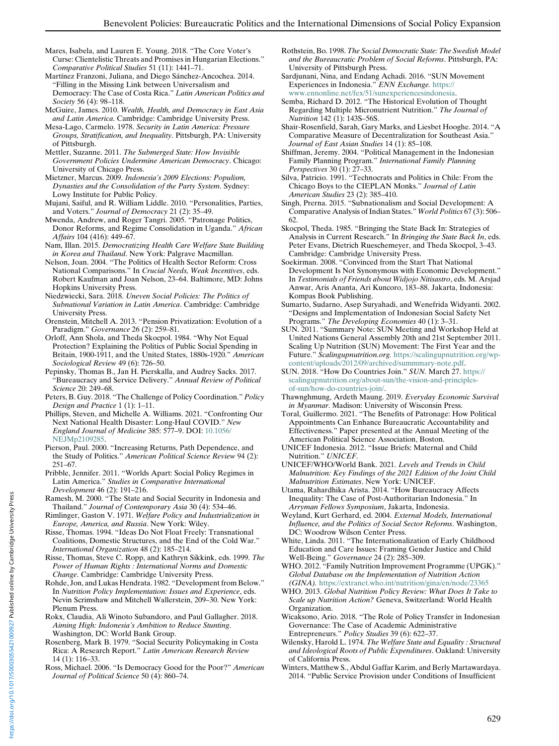Mares, Isabela, and Lauren E. Young. 2018. "The Core Voter's Curse: Clientelistic Threats and Promises in Hungarian Elections." *Comparative Political Studies* 51 (11): 1441–71.

Martínez Franzoni, Juliana, and Diego Sánchez-Ancochea. 2014. "Filling in the Missing Link between Universalism and Democracy: The Case of Costa Rica." *Latin American Politics and Society* 56 (4): 98–118.

McGuire, James. 2010. *Wealth, Health, and Democracy in East Asia and Latin America*. Cambridge: Cambridge University Press.

Mesa-Lago, Carmelo. 1978. *Security in Latin America: Pressure Groups, Stratification, and Inequality*. Pittsburgh, PA: University of Pittsburgh.

Mettler, Suzanne. 2011. *The Submerged State: How Invisible Government Policies Undermine American Democracy*. Chicago: University of Chicago Press.

Mietzner, Marcus. 2009. *Indonesia's 2009 Elections: Populism, Dynasties and the Consolidation of the Party System*. Sydney: Lowy Institute for Public Policy.

Mujani, Saiful, and R. William Liddle. 2010. "Personalities, Parties, and Voters." *Journal of Democracy* 21 (2): 35–49.

Mwenda, Andrew, and Roger Tangri. 2005. "Patronage Politics, Donor Reforms, and Regime Consolidation in Uganda." *African Affairs* 104 (416): 449–67.

Nam, Illan. 2015. *Democratizing Health Care Welfare State Building in Korea and Thailand*. New York: Palgrave Macmillan.

Nelson, Joan. 2004. "The Politics of Health Sector Reform: Cross National Comparisons." In *Crucial Needs, Weak Incentives*, eds. Robert Kaufman and Joan Nelson, 23–64. Baltimore, MD: Johns Hopkins University Press.

Niedzwiecki, Sara. 2018. *Uneven Social Policies: The Politics of Subnational Variation in Latin America*. Cambridge: Cambridge University Press.

Orenstein, Mitchell A. 2013. "Pension Privatization: Evolution of a Paradigm." *Governance* 26 (2): 259–81.

Orloff, Ann Shola, and Theda Skocpol. 1984. "Why Not Equal Protection? Explaining the Politics of Public Social Spending in Britain, 1900-1911, and the United States, 1880s-1920." *American Sociological Review* 49 (6): 726–50.

Pepinsky, Thomas B., Jan H. Pierskalla, and Audrey Sacks. 2017. "Bureaucracy and Service Delivery." *Annual Review of Political Science* 20: 249–68.

Peters, B. Guy. 2018. "The Challenge of Policy Coordination." *Policy Design and Practice* 1 (1): 1–11.

Phillips, Steven, and Michelle A. Williams. 2021. "Confronting Our Next National Health Disaster: Long-Haul COVID." *New England Journal of Medicine* 385: 577–9. DOI: 10.1056/NEJMp2109285.

Pierson, Paul. 2000. "Increasing Returns, Path Dependence, and the Study of Politics." *American Political Science Review* 94 (2): 251–67.

Pribble, Jennifer. 2011. "Worlds Apart: Social Policy Regimes in Latin America." *Studies in Comparative International Development* 46 (2): 191–216.

Ramesh, M. 2000. "The State and Social Security in Indonesia and Thailand." *Journal of Contemporary Asia* 30 (4): 534–46.

Rimlinger, Gaston V. 1971. *Welfare Policy and Industrialization in Europe, America, and Russia*. New York: Wiley.

Risse, Thomas. 1994. "Ideas Do Not Float Freely: Transnational Coalitions, Domestic Structures, and the End of the Cold War." *International Organization* 48 (2): 185–214.

Risse, Thomas, Steve C. Ropp, and Kathryn Sikkink, eds. 1999. *The Power of Human Rights : International Norms and Domestic Change*. Cambridge: Cambridge University Press.

Rohde, Jon, and Lukas Hendrata. 1982. "Development from Below." In *Nutrition Policy Implementation: Issues and Experience*, eds. Nevin Scrimshaw and Mitchell Wallerstein, 209–30. New York: Plenum Press.

Rokx, Claudia, Ali Winoto Subandoro, and Paul Gallagher. 2018. *Aiming High: Indonesia's Ambition to Reduce Stunting*. Washington, DC: World Bank Group.

Rosenberg, Mark B. 1979. "Social Security Policymaking in Costa Rica: A Research Report." *Latin American Research Review* 14 (1): 116–33.

Ross, Michael. 2006. "Is Democracy Good for the Poor?" *American Journal of Political Science* 50 (4): 860–74.

Rothstein, Bo. 1998. *The Social Democratic State: The Swedish Model and the Bureaucratic Problem of Social Reforms*. Pittsburgh, PA: University of Pittsburgh Press.

Sardjunani, Nina, and Endang Achadi. 2016. "SUN Movement Experiences in Indonesia." *ENN Exchange.* https://www.ennonline.net/fex/51/sunexperiencesindonesia.

Semba, Richard D. 2012. "The Historical Evolution of Thought Regarding Multiple Micronutrient Nutrition." *The Journal of Nutrition* 142 (1): 143S–56S.

Shair-Rosenfield, Sarah, Gary Marks, and Liesbet Hooghe. 2014. "A Comparative Measure of Decentralization for Southeast Asia." *Journal of East Asian Studies* 14 (1): 85–108.

Shiffman, Jeremy. 2004. "Political Management in the Indonesian Family Planning Program." *International Family Planning Perspectives* 30 (1): 27–33.

Silva, Patricio. 1991. "Technocrats and Politics in Chile: From the Chicago Boys to the CIEPLAN Monks." *Journal of Latin American Studies* 23 (2): 385–410.

Singh, Prerna. 2015. "Subnationalism and Social Development: A Comparative Analysis of Indian States." *World Politics* 67 (3): 506–62.

Skocpol, Theda. 1985. "Bringing the State Back In: Strategies of Analysis in Current Research." In *Bringing the State Back In*, eds. Peter Evans, Dietrich Rueschemeyer, and Theda Skocpol, 3–43. Cambridge: Cambridge University Press.

Soekirman. 2008. "Convinced from the Start That National Development Is Not Synonymous with Economic Development." In *Testimonials of Friends about Widjojo Nitisastro*, eds. M. Arsjad Anwar, Aris Ananta, Ari Kuncoro, 183–88. Jakarta, Indonesia: Kompas Book Publishing.

Sumarto, Sudarno, Asep Suryahadi, and Wenefrida Widyanti. 2002. "Designs and Implementation of Indonesian Social Safety Net Programs." *The Developing Economies* 40 (1): 3–31.

SUN. 2011. "Summary Note: SUN Meeting and Workshop Held at United Nations General Assembly 20th and 21st September 2011. Scaling Up Nutrition (SUN) Movement: The First Year and the Future." *Scalingupnutrition.org.* https://scalingupnutrition.org/wp-content/uploads/2012/09/archived/summmary-note.pdf.

SUN. 2018. "How Do Countries Join." *SUN.* March 27. https://scalingupnutrition.org/about-sun/the-vision-and-principles-of-sun/how-do-countries-join/.

Thawnghmung, Ardeth Maung. 2019. *Everyday Economic Survival in Myanmar*. Madison: University of Wisconsin Press.

Toral, Guillermo. 2021. "The Benefits of Patronage: How Political Appointments Can Enhance Bureaucratic Accountability and Effectiveness." Paper presented at the Annual Meeting of the American Political Science Association, Boston.

UNICEF Indonesia. 2012. "Issue Briefs: Maternal and Child Nutrition." *UNICEF*.

UNICEF/WHO/World Bank. 2021. *Levels and Trends in Child Malnutrition: Key Findings of the 2021 Edition of the Joint Child Malnutrition Estimates*. New York: UNICEF.

Utama, Rahardhika Arista. 2014. "How Bureaucracy Affects Inequality: The Case of Post-Authoritarian Indonesia." In *Arryman Fellows Symposium*, Jakarta, Indonesia.

Weyland, Kurt Gerhard, ed. 2004. *External Models, International Influence, and the Politics of Social Sector Reforms*. Washington, DC: Woodrow Wilson Center Press.

White, Linda. 2011. "The Internationalization of Early Childhood Education and Care Issues: Framing Gender Justice and Child Well-Being." *Governance* 24 (2): 285–309.

WHO. 2012. "Family Nutrition Improvement Programme (UPGK)." *Global Database on the Implementation of Nutrition Action (GINA).* https://extranet.who.int/nutrition/gina/en/node/23365

WHO. 2013. *Global Nutrition Policy Review: What Does It Take to Scale up Nutrition Action?* Geneva, Switzerland: World Health Organization.

Wicaksono, Ario. 2018. "The Role of Policy Transfer in Indonesian Governance: The Case of Academic Administrative Entrepreneurs." *Policy Studies* 39 (6): 622–37.

Wilensky, Harold L. 1974. *The Welfare State and Equality : Structural and Ideological Roots of Public Expenditures*. Oakland: University of California Press.

Winters, Matthew S., Abdul Gaffar Karim, and Berly Martawardaya. 2014. "Public Service Provision under Conditions of Insufficient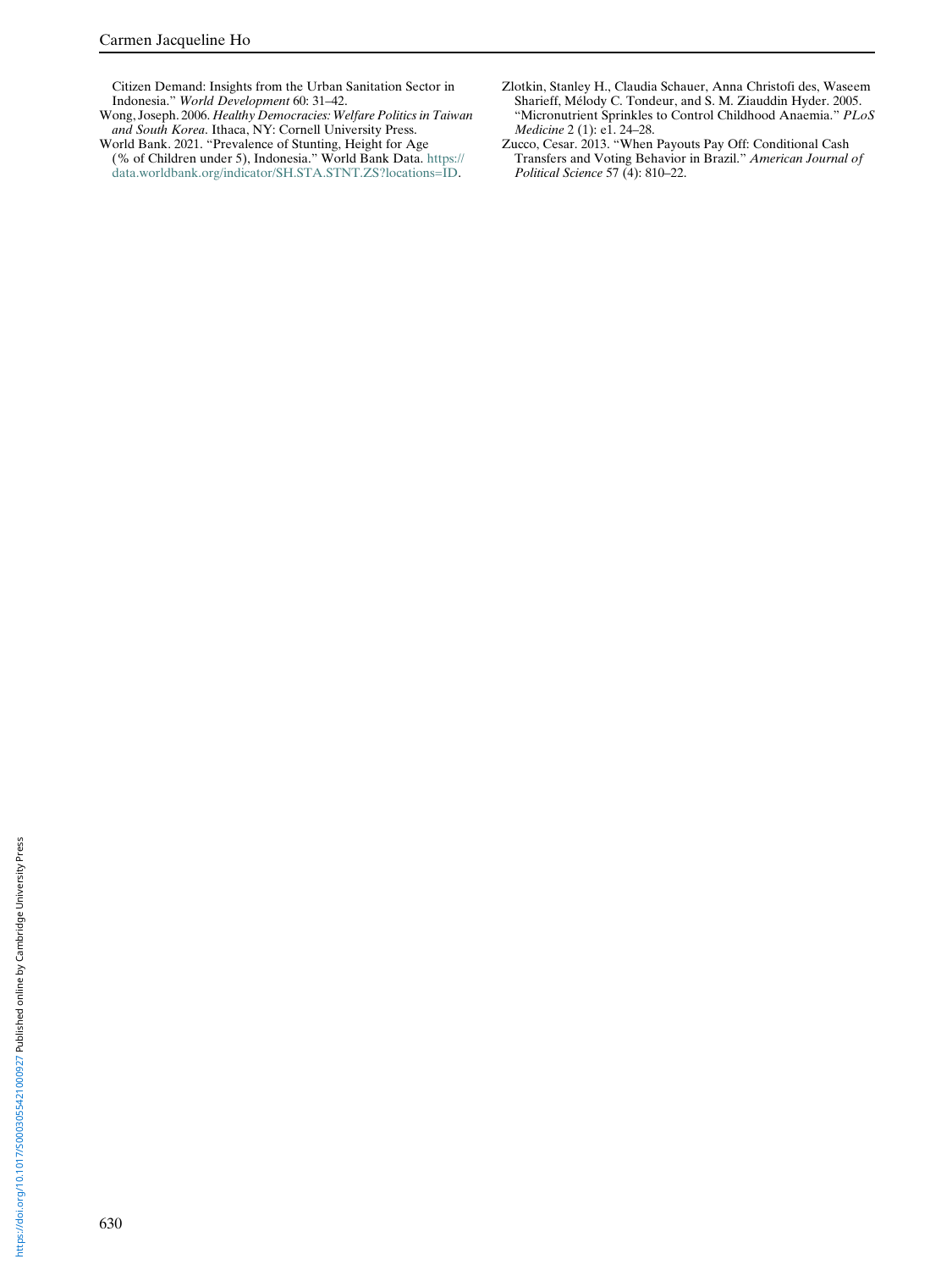Citizen Demand: Insights from the Urban Sanitation Sector in Indonesia." *World Development* 60: 31–42.

Wong, Joseph. 2006. *Healthy Democracies: Welfare Politics in Taiwan and South Korea*. Ithaca, NY: Cornell University Press.

World Bank. 2021. "Prevalence of Stunting, Height for Age (% of Children under 5), Indonesia." World Bank Data. https://data.worldbank.org/indicator/SH.STA.STNT.ZS?locations=ID.

Zlotkin, Stanley H., Claudia Schauer, Anna Christofi des, Waseem Sharieff, Mélody C. Tondeur, and S. M. Ziauddin Hyder. 2005. "Micronutrient Sprinkles to Control Childhood Anaemia." *PLoS Medicine* 2 (1): e1. 24–28.

Zucco, Cesar. 2013. "When Payouts Pay Off: Conditional Cash Transfers and Voting Behavior in Brazil." *American Journal of Political Science* 57 (4): 810–22.